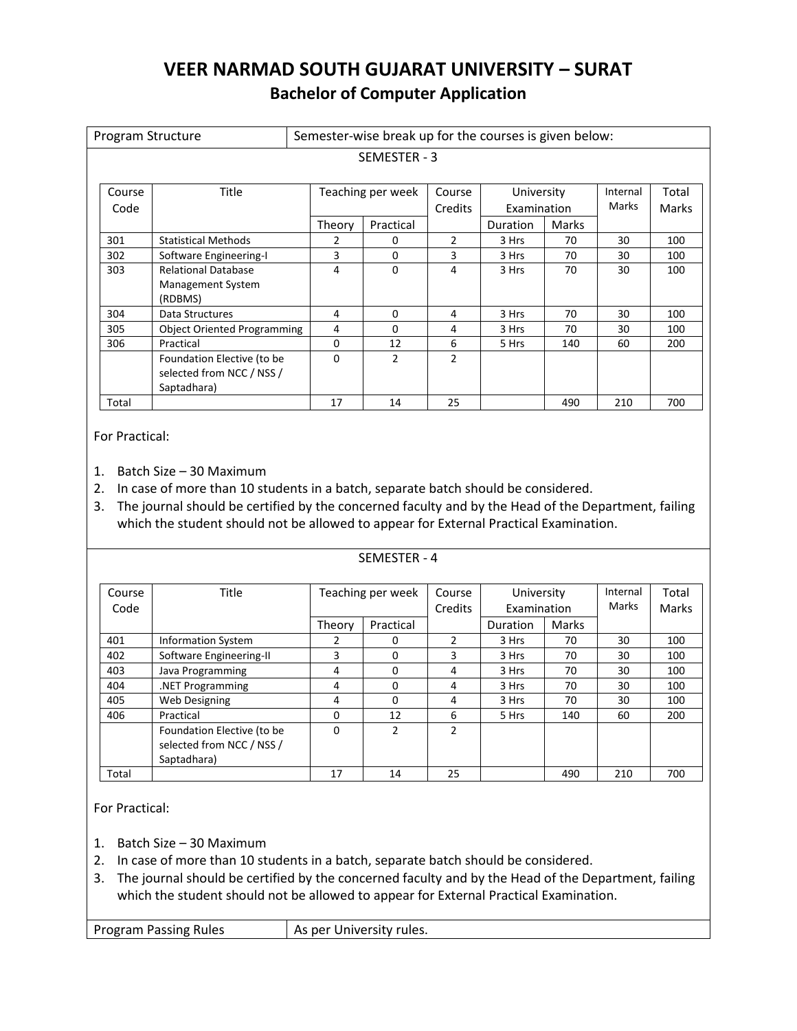# VEER NARMAD SOUTH GUJARAT UNIVERSITY – SURAT

## Bachelor of Computer Application

| Program Structure | Semester-wise break up for the courses is given below: |
|---|---|

### SEMESTER - 3

| Course Code | Title | Teaching per week | | Course Credits | University Examination | | Internal Marks | Total Marks |
|---|---|---|---|---|---|---|---|---|
| | | Theory | Practical | | Duration | Marks | | |
| 301 | Statistical Methods | 2 | 0 | 2 | 3 Hrs | 70 | 30 | 100 |
| 302 | Software Engineering-I | 3 | 0 | 3 | 3 Hrs | 70 | 30 | 100 |
| 303 | Relational Database Management System (RDBMS) | 4 | 0 | 4 | 3 Hrs | 70 | 30 | 100 |
| 304 | Data Structures | 4 | 0 | 4 | 3 Hrs | 70 | 30 | 100 |
| 305 | Object Oriented Programming | 4 | 0 | 4 | 3 Hrs | 70 | 30 | 100 |
| 306 | Practical | 0 | 12 | 6 | 5 Hrs | 140 | 60 | 200 |
| | Foundation Elective (to be selected from NCC / NSS / Saptadhara) | 0 | 2 | 2 | | | | |
| Total | | 17 | 14 | 25 | | 490 | 210 | 700 |

For Practical:

1. Batch Size – 30 Maximum
2. In case of more than 10 students in a batch, separate batch should be considered.
3. The journal should be certified by the concerned faculty and by the Head of the Department, failing which the student should not be allowed to appear for External Practical Examination.

### SEMESTER - 4

| Course Code | Title | Teaching per week | | Course Credits | University Examination | | Internal Marks | Total Marks |
|---|---|---|---|---|---|---|---|---|
| | | Theory | Practical | | Duration | Marks | | |
| 401 | Information System | 2 | 0 | 2 | 3 Hrs | 70 | 30 | 100 |
| 402 | Software Engineering-II | 3 | 0 | 3 | 3 Hrs | 70 | 30 | 100 |
| 403 | Java Programming | 4 | 0 | 4 | 3 Hrs | 70 | 30 | 100 |
| 404 | .NET Programming | 4 | 0 | 4 | 3 Hrs | 70 | 30 | 100 |
| 405 | Web Designing | 4 | 0 | 4 | 3 Hrs | 70 | 30 | 100 |
| 406 | Practical | 0 | 12 | 6 | 5 Hrs | 140 | 60 | 200 |
| | Foundation Elective (to be selected from NCC / NSS / Saptadhara) | 0 | 2 | 2 | | | | |
| Total | | 17 | 14 | 25 | | 490 | 210 | 700 |

For Practical:

1. Batch Size – 30 Maximum
2. In case of more than 10 students in a batch, separate batch should be considered.
3. The journal should be certified by the concerned faculty and by the Head of the Department, failing which the student should not be allowed to appear for External Practical Examination.

| Program Passing Rules | As per University rules. |
|---|---|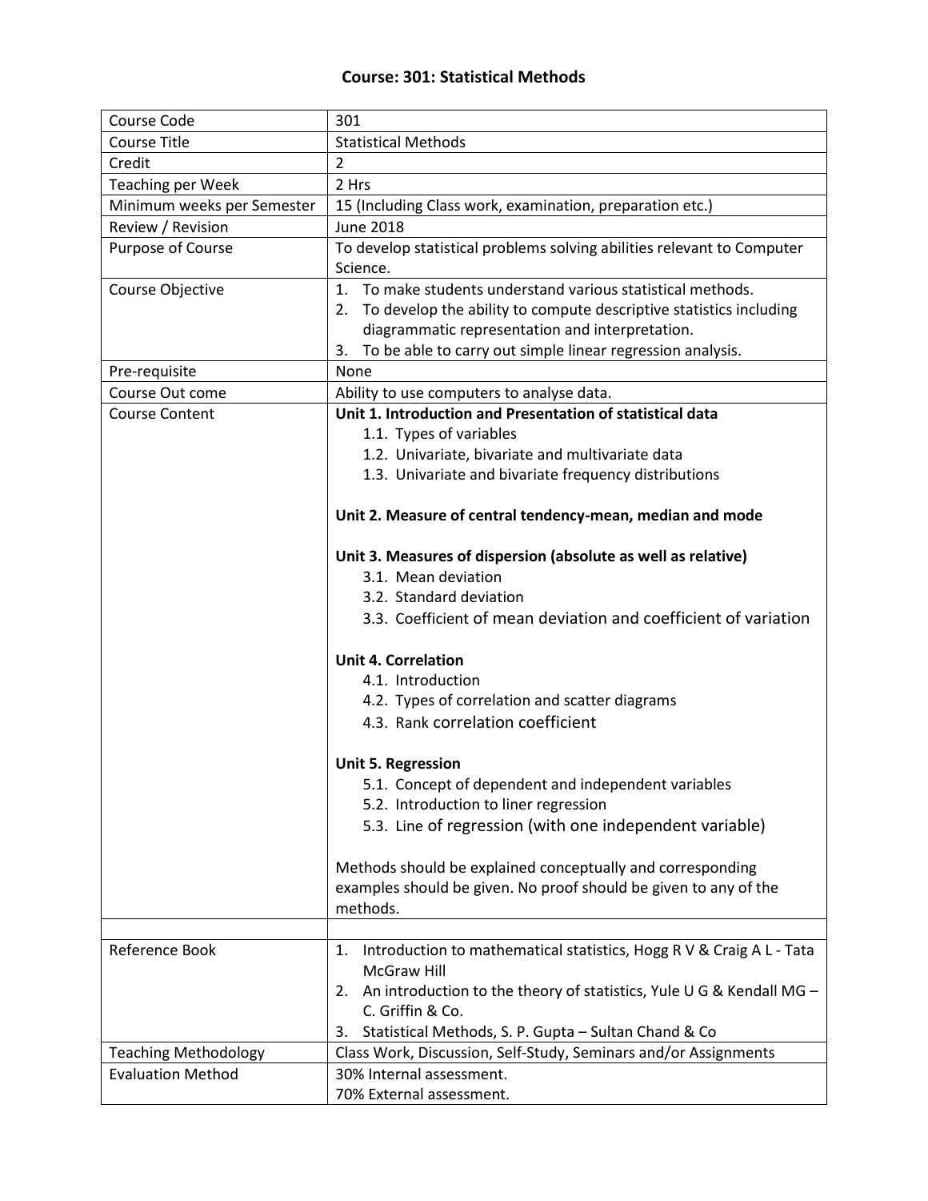# Course: 301: Statistical Methods

| Course Code | 301 |
|---|---|
| Course Title | Statistical Methods |
| Credit | 2 |
| Teaching per Week | 2 Hrs |
| Minimum weeks per Semester | 15 (Including Class work, examination, preparation etc.) |
| Review / Revision | June 2018 |
| Purpose of Course | To develop statistical problems solving abilities relevant to Computer Science. |
| Course Objective | 1. To make students understand various statistical methods.<br>2. To develop the ability to compute descriptive statistics including diagrammatic representation and interpretation.<br>3. To be able to carry out simple linear regression analysis. |
| Pre-requisite | None |
| Course Out come | Ability to use computers to analyse data. |
| Course Content | **Unit 1. Introduction and Presentation of statistical data**<br>1.1. Types of variables<br>1.2. Univariate, bivariate and multivariate data<br>1.3. Univariate and bivariate frequency distributions<br><br>**Unit 2. Measure of central tendency-mean, median and mode**<br><br>**Unit 3. Measures of dispersion (absolute as well as relative)**<br>3.1. Mean deviation<br>3.2. Standard deviation<br>3.3. Coefficient of mean deviation and coefficient of variation<br><br>**Unit 4. Correlation**<br>4.1. Introduction<br>4.2. Types of correlation and scatter diagrams<br>4.3. Rank correlation coefficient<br><br>**Unit 5. Regression**<br>5.1. Concept of dependent and independent variables<br>5.2. Introduction to liner regression<br>5.3. Line of regression (with one independent variable)<br><br>Methods should be explained conceptually and corresponding examples should be given. No proof should be given to any of the methods. |
| | |
| Reference Book | 1. Introduction to mathematical statistics, Hogg R V & Craig A L - Tata McGraw Hill<br>2. An introduction to the theory of statistics, Yule U G & Kendall MG – C. Griffin & Co.<br>3. Statistical Methods, S. P. Gupta – Sultan Chand & Co |
| Teaching Methodology | Class Work, Discussion, Self-Study, Seminars and/or Assignments |
| Evaluation Method | 30% Internal assessment.<br>70% External assessment. |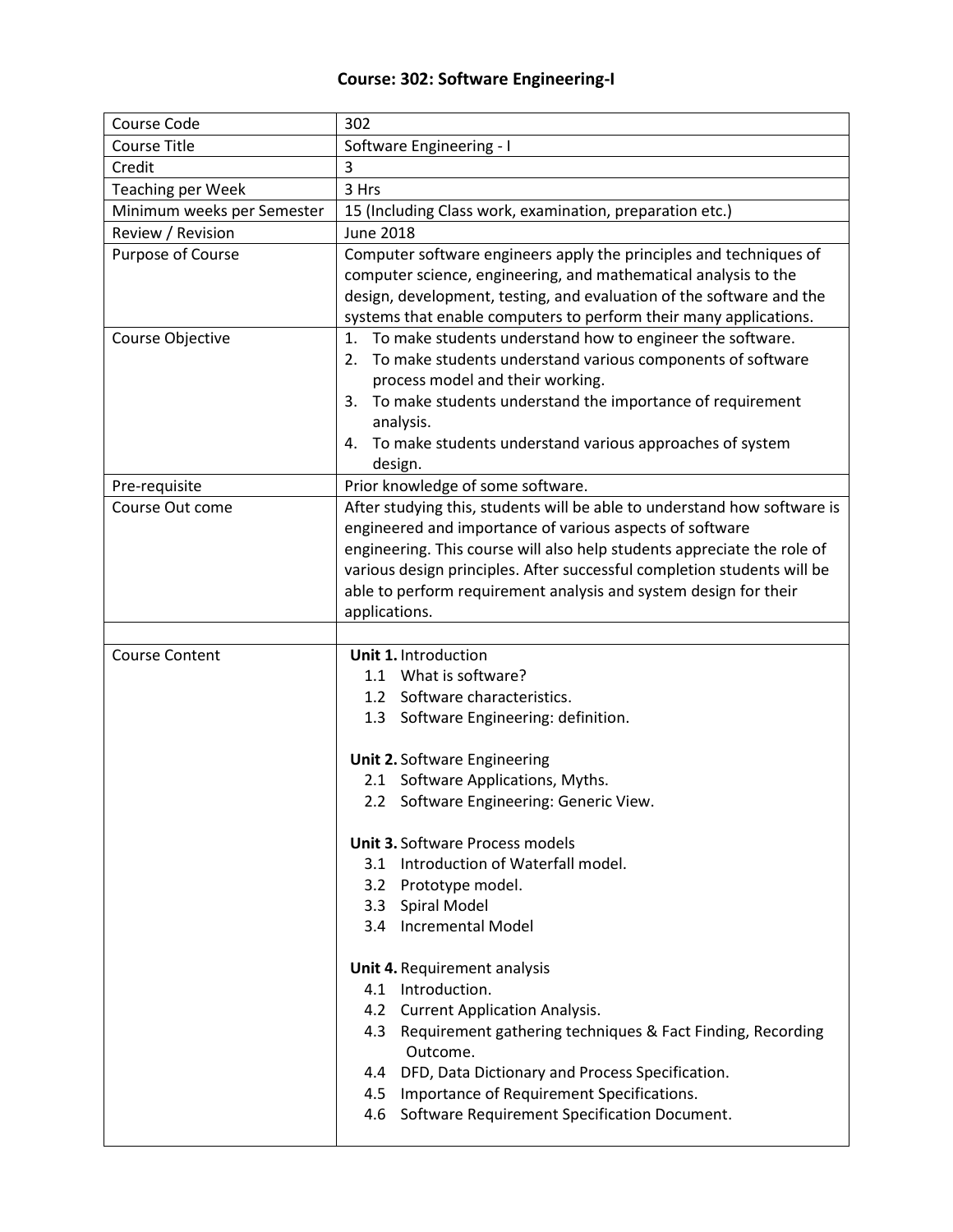# Course: 302: Software Engineering-I

| | |
|---|---|
| Course Code | 302 |
| Course Title | Software Engineering - I |
| Credit | 3 |
| Teaching per Week | 3 Hrs |
| Minimum weeks per Semester | 15 (Including Class work, examination, preparation etc.) |
| Review / Revision | June 2018 |
| Purpose of Course | Computer software engineers apply the principles and techniques of computer science, engineering, and mathematical analysis to the design, development, testing, and evaluation of the software and the systems that enable computers to perform their many applications. |
| Course Objective | 1. To make students understand how to engineer the software.<br>2. To make students understand various components of software process model and their working.<br>3. To make students understand the importance of requirement analysis.<br>4. To make students understand various approaches of system design. |
| Pre-requisite | Prior knowledge of some software. |
| Course Out come | After studying this, students will be able to understand how software is engineered and importance of various aspects of software engineering. This course will also help students appreciate the role of various design principles. After successful completion students will be able to perform requirement analysis and system design for their applications. |
| | |
| Course Content | **Unit 1.** Introduction<br>1.1 What is software?<br>1.2 Software characteristics.<br>1.3 Software Engineering: definition.<br><br>**Unit 2.** Software Engineering<br>2.1 Software Applications, Myths.<br>2.2 Software Engineering: Generic View.<br><br>**Unit 3.** Software Process models<br>3.1 Introduction of Waterfall model.<br>3.2 Prototype model.<br>3.3 Spiral Model<br>3.4 Incremental Model<br><br>**Unit 4.** Requirement analysis<br>4.1 Introduction.<br>4.2 Current Application Analysis.<br>4.3 Requirement gathering techniques & Fact Finding, Recording Outcome.<br>4.4 DFD, Data Dictionary and Process Specification.<br>4.5 Importance of Requirement Specifications.<br>4.6 Software Requirement Specification Document. |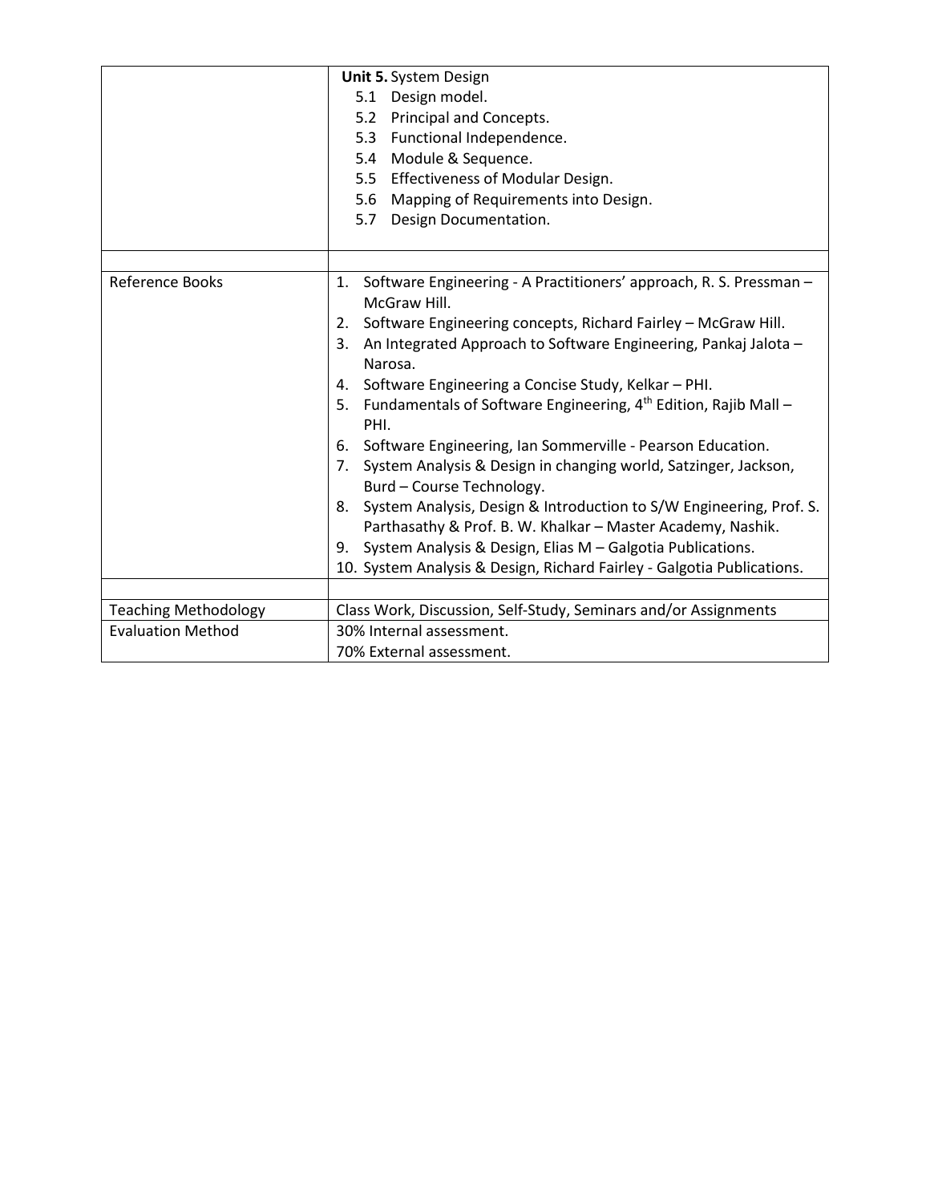| | |
|---|---|
| | **Unit 5.** System Design<br>5.1 Design model.<br>5.2 Principal and Concepts.<br>5.3 Functional Independence.<br>5.4 Module & Sequence.<br>5.5 Effectiveness of Modular Design.<br>5.6 Mapping of Requirements into Design.<br>5.7 Design Documentation. |
| | |
| Reference Books | 1. Software Engineering - A Practitioners' approach, R. S. Pressman – McGraw Hill.<br>2. Software Engineering concepts, Richard Fairley – McGraw Hill.<br>3. An Integrated Approach to Software Engineering, Pankaj Jalota – Narosa.<br>4. Software Engineering a Concise Study, Kelkar – PHI.<br>5. Fundamentals of Software Engineering, 4th Edition, Rajib Mall – PHI.<br>6. Software Engineering, Ian Sommerville - Pearson Education.<br>7. System Analysis & Design in changing world, Satzinger, Jackson, Burd – Course Technology.<br>8. System Analysis, Design & Introduction to S/W Engineering, Prof. S. Parthasathy & Prof. B. W. Khalkar – Master Academy, Nashik.<br>9. System Analysis & Design, Elias M – Galgotia Publications.<br>10. System Analysis & Design, Richard Fairley - Galgotia Publications. |
| | |
| Teaching Methodology | Class Work, Discussion, Self-Study, Seminars and/or Assignments |
| Evaluation Method | 30% Internal assessment.<br>70% External assessment. |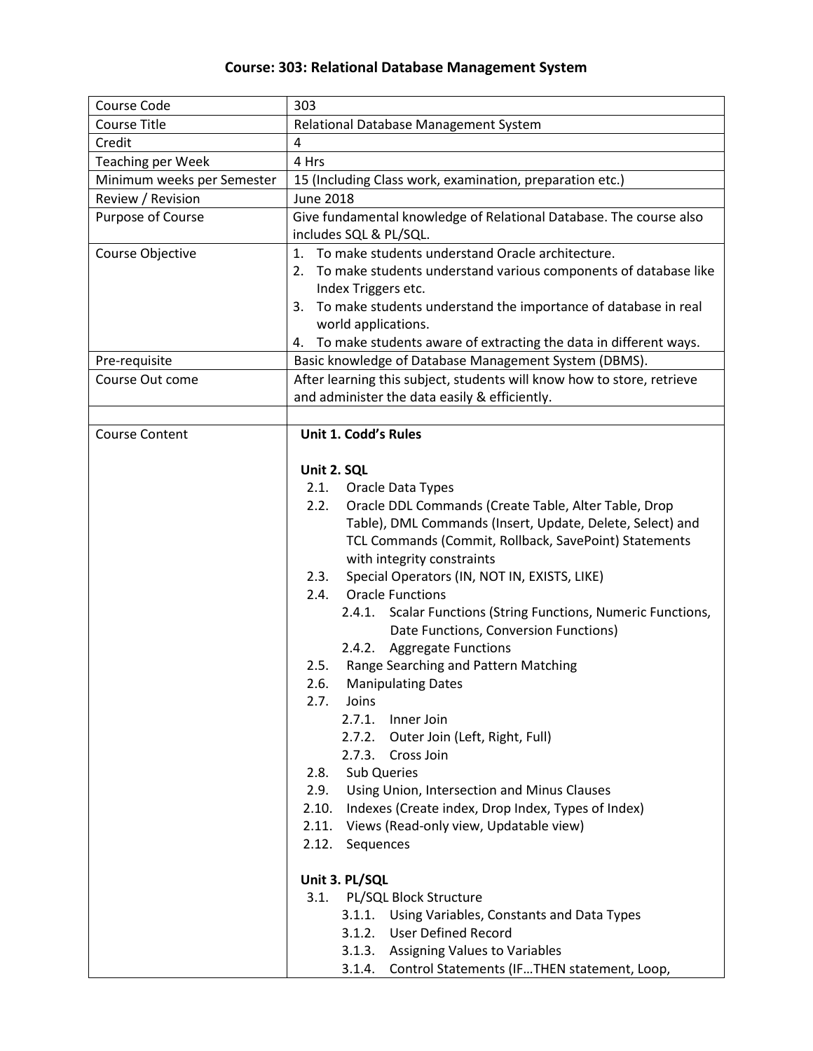# Course: 303: Relational Database Management System

| | |
|---|---|
| Course Code | 303 |
| Course Title | Relational Database Management System |
| Credit | 4 |
| Teaching per Week | 4 Hrs |
| Minimum weeks per Semester | 15 (Including Class work, examination, preparation etc.) |
| Review / Revision | June 2018 |
| Purpose of Course | Give fundamental knowledge of Relational Database. The course also includes SQL & PL/SQL. |
| Course Objective | 1. To make students understand Oracle architecture.<br>2. To make students understand various components of database like Index Triggers etc.<br>3. To make students understand the importance of database in real world applications.<br>4. To make students aware of extracting the data in different ways. |
| Pre-requisite | Basic knowledge of Database Management System (DBMS). |
| Course Out come | After learning this subject, students will know how to store, retrieve and administer the data easily & efficiently. |
| | |
| Course Content | **Unit 1. Codd's Rules**<br><br>**Unit 2. SQL**<br>2.1. Oracle Data Types<br>2.2. Oracle DDL Commands (Create Table, Alter Table, Drop Table), DML Commands (Insert, Update, Delete, Select) and TCL Commands (Commit, Rollback, SavePoint) Statements with integrity constraints<br>2.3. Special Operators (IN, NOT IN, EXISTS, LIKE)<br>2.4. Oracle Functions<br>2.4.1. Scalar Functions (String Functions, Numeric Functions, Date Functions, Conversion Functions)<br>2.4.2. Aggregate Functions<br>2.5. Range Searching and Pattern Matching<br>2.6. Manipulating Dates<br>2.7. Joins<br>2.7.1. Inner Join<br>2.7.2. Outer Join (Left, Right, Full)<br>2.7.3. Cross Join<br>2.8. Sub Queries<br>2.9. Using Union, Intersection and Minus Clauses<br>2.10. Indexes (Create index, Drop Index, Types of Index)<br>2.11. Views (Read-only view, Updatable view)<br>2.12. Sequences<br><br>**Unit 3. PL/SQL**<br>3.1. PL/SQL Block Structure<br>3.1.1. Using Variables, Constants and Data Types<br>3.1.2. User Defined Record<br>3.1.3. Assigning Values to Variables<br>3.1.4. Control Statements (IF…THEN statement, Loop, |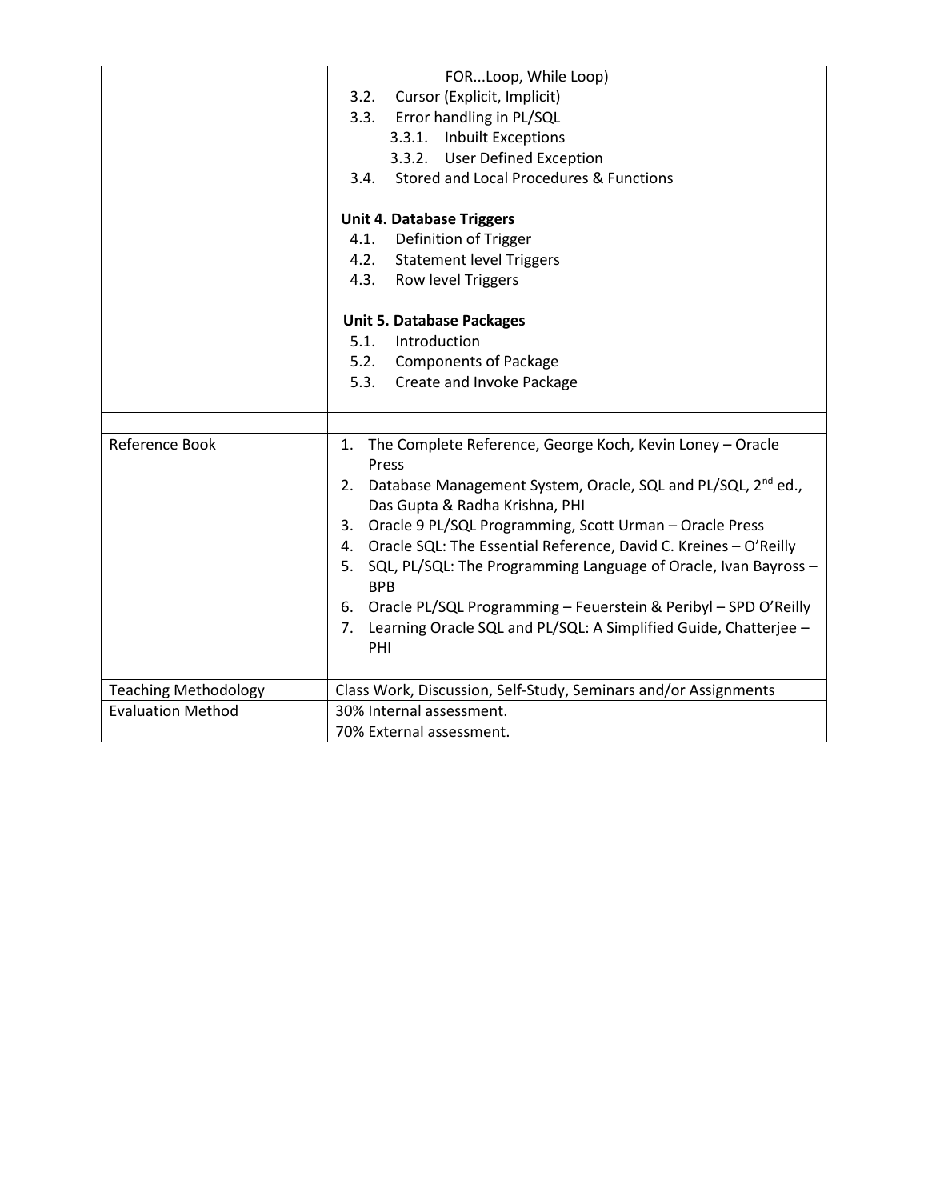| | |
|---|---|
| | FOR...Loop, While Loop)<br>3.2. Cursor (Explicit, Implicit)<br>3.3. Error handling in PL/SQL<br>3.3.1. Inbuilt Exceptions<br>3.3.2. User Defined Exception<br>3.4. Stored and Local Procedures & Functions<br><br>**Unit 4. Database Triggers**<br>4.1. Definition of Trigger<br>4.2. Statement level Triggers<br>4.3. Row level Triggers<br><br>**Unit 5. Database Packages**<br>5.1. Introduction<br>5.2. Components of Package<br>5.3. Create and Invoke Package |
| | |
| Reference Book | 1. The Complete Reference, George Koch, Kevin Loney – Oracle Press<br>2. Database Management System, Oracle, SQL and PL/SQL, 2nd ed., Das Gupta & Radha Krishna, PHI<br>3. Oracle 9 PL/SQL Programming, Scott Urman – Oracle Press<br>4. Oracle SQL: The Essential Reference, David C. Kreines – O'Reilly<br>5. SQL, PL/SQL: The Programming Language of Oracle, Ivan Bayross – BPB<br>6. Oracle PL/SQL Programming – Feuerstein & Peribyl – SPD O'Reilly<br>7. Learning Oracle SQL and PL/SQL: A Simplified Guide, Chatterjee – PHI |
| | |
| Teaching Methodology | Class Work, Discussion, Self-Study, Seminars and/or Assignments |
| Evaluation Method | 30% Internal assessment.<br>70% External assessment. |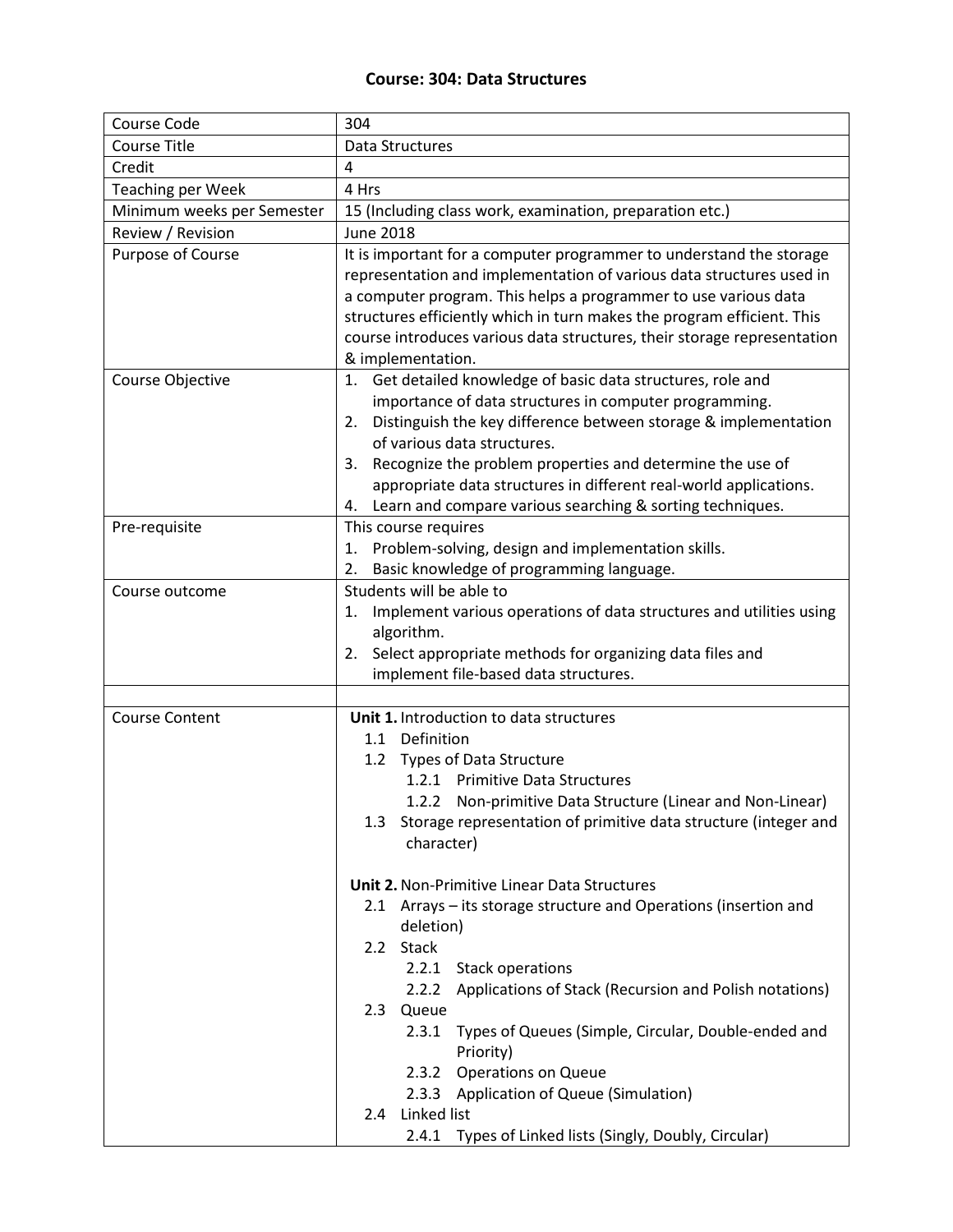# Course: 304: Data Structures

| | |
|---|---|
| Course Code | 304 |
| Course Title | Data Structures |
| Credit | 4 |
| Teaching per Week | 4 Hrs |
| Minimum weeks per Semester | 15 (Including class work, examination, preparation etc.) |
| Review / Revision | June 2018 |
| Purpose of Course | It is important for a computer programmer to understand the storage representation and implementation of various data structures used in a computer program. This helps a programmer to use various data structures efficiently which in turn makes the program efficient. This course introduces various data structures, their storage representation & implementation. |
| Course Objective | 1. Get detailed knowledge of basic data structures, role and importance of data structures in computer programming.<br>2. Distinguish the key difference between storage & implementation of various data structures.<br>3. Recognize the problem properties and determine the use of appropriate data structures in different real-world applications.<br>4. Learn and compare various searching & sorting techniques. |
| Pre-requisite | This course requires<br>1. Problem-solving, design and implementation skills.<br>2. Basic knowledge of programming language. |
| Course outcome | Students will be able to<br>1. Implement various operations of data structures and utilities using algorithm.<br>2. Select appropriate methods for organizing data files and implement file-based data structures. |
| | |
| Course Content | **Unit 1.** Introduction to data structures<br>1.1 Definition<br>1.2 Types of Data Structure<br>1.2.1 Primitive Data Structures<br>1.2.2 Non-primitive Data Structure (Linear and Non-Linear)<br>1.3 Storage representation of primitive data structure (integer and character)<br><br>**Unit 2.** Non-Primitive Linear Data Structures<br>2.1 Arrays – its storage structure and Operations (insertion and deletion)<br>2.2 Stack<br>2.2.1 Stack operations<br>2.2.2 Applications of Stack (Recursion and Polish notations)<br>2.3 Queue<br>2.3.1 Types of Queues (Simple, Circular, Double-ended and Priority)<br>2.3.2 Operations on Queue<br>2.3.3 Application of Queue (Simulation)<br>2.4 Linked list<br>2.4.1 Types of Linked lists (Singly, Doubly, Circular) |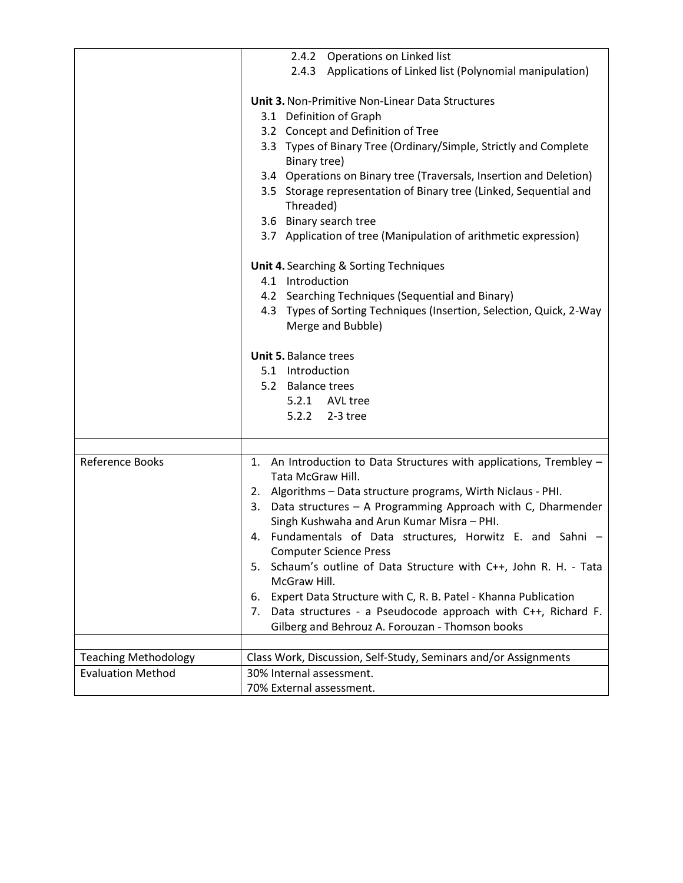| | |
|---|---|
| | 2.4.2 Operations on Linked list<br>2.4.3 Applications of Linked list (Polynomial manipulation)<br><br>**Unit 3.** Non-Primitive Non-Linear Data Structures<br>3.1 Definition of Graph<br>3.2 Concept and Definition of Tree<br>3.3 Types of Binary Tree (Ordinary/Simple, Strictly and Complete Binary tree)<br>3.4 Operations on Binary tree (Traversals, Insertion and Deletion)<br>3.5 Storage representation of Binary tree (Linked, Sequential and Threaded)<br>3.6 Binary search tree<br>3.7 Application of tree (Manipulation of arithmetic expression)<br><br>**Unit 4.** Searching & Sorting Techniques<br>4.1 Introduction<br>4.2 Searching Techniques (Sequential and Binary)<br>4.3 Types of Sorting Techniques (Insertion, Selection, Quick, 2-Way Merge and Bubble)<br><br>**Unit 5.** Balance trees<br>5.1 Introduction<br>5.2 Balance trees<br>5.2.1 AVL tree<br>5.2.2 2-3 tree |
| | |
| Reference Books | 1. An Introduction to Data Structures with applications, Trembley – Tata McGraw Hill.<br>2. Algorithms – Data structure programs, Wirth Niclaus - PHI.<br>3. Data structures – A Programming Approach with C, Dharmender Singh Kushwaha and Arun Kumar Misra – PHI.<br>4. Fundamentals of Data structures, Horwitz E. and Sahni – Computer Science Press<br>5. Schaum's outline of Data Structure with C++, John R. H. - Tata McGraw Hill.<br>6. Expert Data Structure with C, R. B. Patel - Khanna Publication<br>7. Data structures - a Pseudocode approach with C++, Richard F. Gilberg and Behrouz A. Forouzan - Thomson books |
| | |
| Teaching Methodology | Class Work, Discussion, Self-Study, Seminars and/or Assignments |
| Evaluation Method | 30% Internal assessment.<br>70% External assessment. |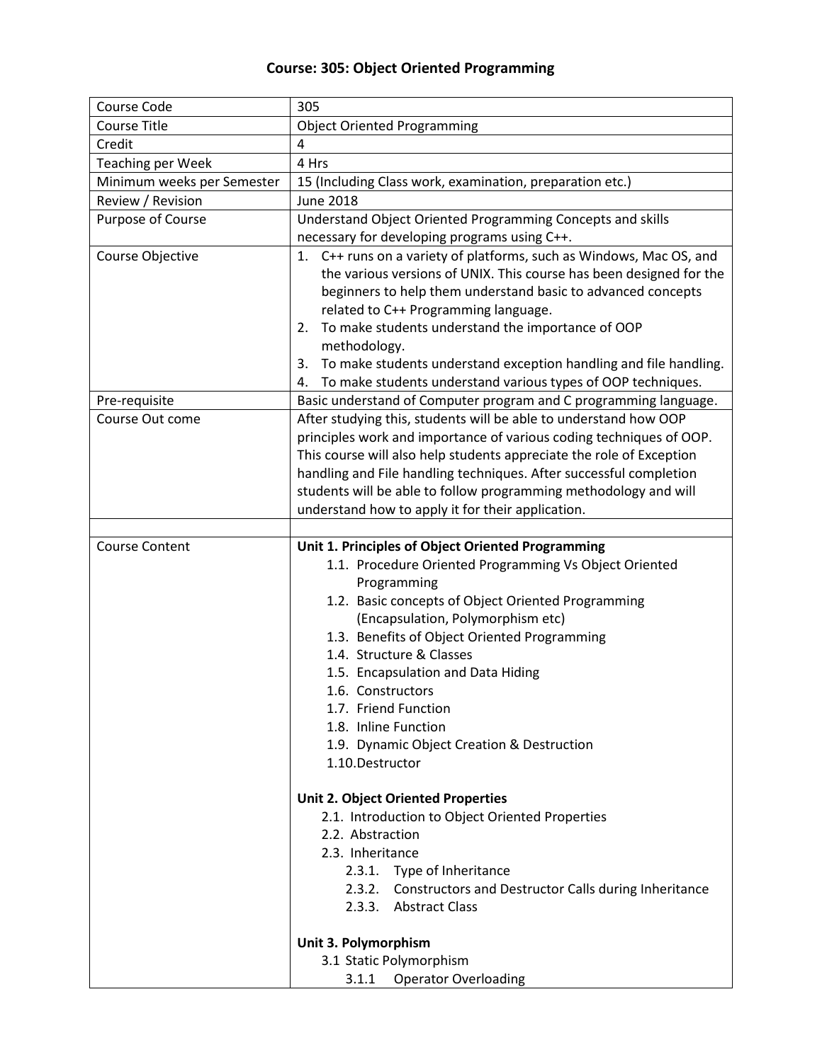# Course: 305: Object Oriented Programming

| Course Code | 305 |
|---|---|
| Course Title | Object Oriented Programming |
| Credit | 4 |
| Teaching per Week | 4 Hrs |
| Minimum weeks per Semester | 15 (Including Class work, examination, preparation etc.) |
| Review / Revision | June 2018 |
| Purpose of Course | Understand Object Oriented Programming Concepts and skills necessary for developing programs using C++. |
| Course Objective | 1. C++ runs on a variety of platforms, such as Windows, Mac OS, and the various versions of UNIX. This course has been designed for the beginners to help them understand basic to advanced concepts related to C++ Programming language.<br>2. To make students understand the importance of OOP methodology.<br>3. To make students understand exception handling and file handling.<br>4. To make students understand various types of OOP techniques. |
| Pre-requisite | Basic understand of Computer program and C programming language. |
| Course Out come | After studying this, students will be able to understand how OOP principles work and importance of various coding techniques of OOP. This course will also help students appreciate the role of Exception handling and File handling techniques. After successful completion students will be able to follow programming methodology and will understand how to apply it for their application. |
| | |
| Course Content | **Unit 1. Principles of Object Oriented Programming**<br>1.1. Procedure Oriented Programming Vs Object Oriented Programming<br>1.2. Basic concepts of Object Oriented Programming (Encapsulation, Polymorphism etc)<br>1.3. Benefits of Object Oriented Programming<br>1.4. Structure & Classes<br>1.5. Encapsulation and Data Hiding<br>1.6. Constructors<br>1.7. Friend Function<br>1.8. Inline Function<br>1.9. Dynamic Object Creation & Destruction<br>1.10. Destructor<br><br>**Unit 2. Object Oriented Properties**<br>2.1. Introduction to Object Oriented Properties<br>2.2. Abstraction<br>2.3. Inheritance<br>2.3.1. Type of Inheritance<br>2.3.2. Constructors and Destructor Calls during Inheritance<br>2.3.3. Abstract Class<br><br>**Unit 3. Polymorphism**<br>3.1 Static Polymorphism<br>3.1.1 Operator Overloading |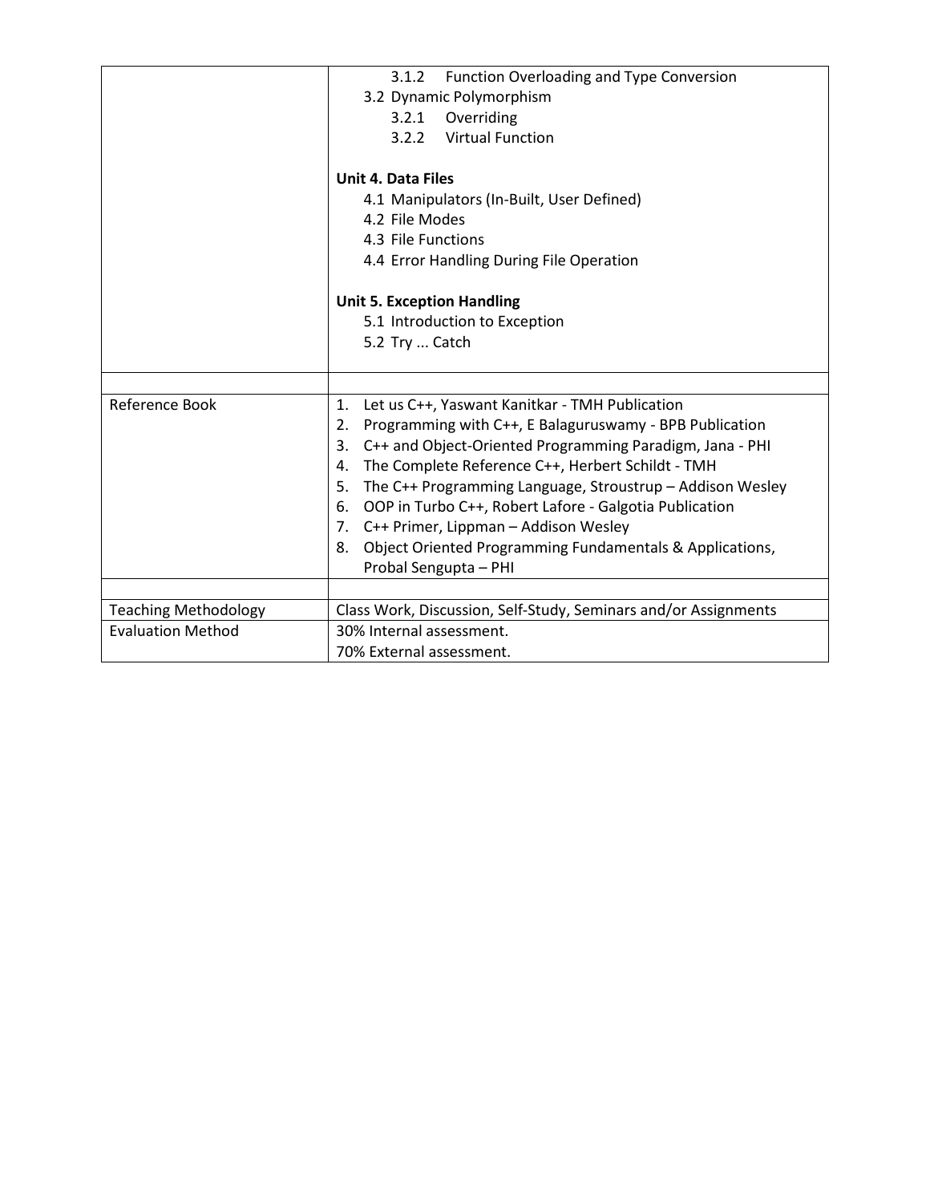| | |
|---|---|
| | 3.1.2 Function Overloading and Type Conversion<br>3.2 Dynamic Polymorphism<br>3.2.1 Overriding<br>3.2.2 Virtual Function<br><br>**Unit 4. Data Files**<br>4.1 Manipulators (In-Built, User Defined)<br>4.2 File Modes<br>4.3 File Functions<br>4.4 Error Handling During File Operation<br><br>**Unit 5. Exception Handling**<br>5.1 Introduction to Exception<br>5.2 Try ... Catch |
| | |
| Reference Book | 1. Let us C++, Yaswant Kanitkar - TMH Publication<br>2. Programming with C++, E Balaguruswamy - BPB Publication<br>3. C++ and Object-Oriented Programming Paradigm, Jana - PHI<br>4. The Complete Reference C++, Herbert Schildt - TMH<br>5. The C++ Programming Language, Stroustrup – Addison Wesley<br>6. OOP in Turbo C++, Robert Lafore - Galgotia Publication<br>7. C++ Primer, Lippman – Addison Wesley<br>8. Object Oriented Programming Fundamentals & Applications, Probal Sengupta – PHI |
| | |
| Teaching Methodology | Class Work, Discussion, Self-Study, Seminars and/or Assignments |
| Evaluation Method | 30% Internal assessment.<br>70% External assessment. |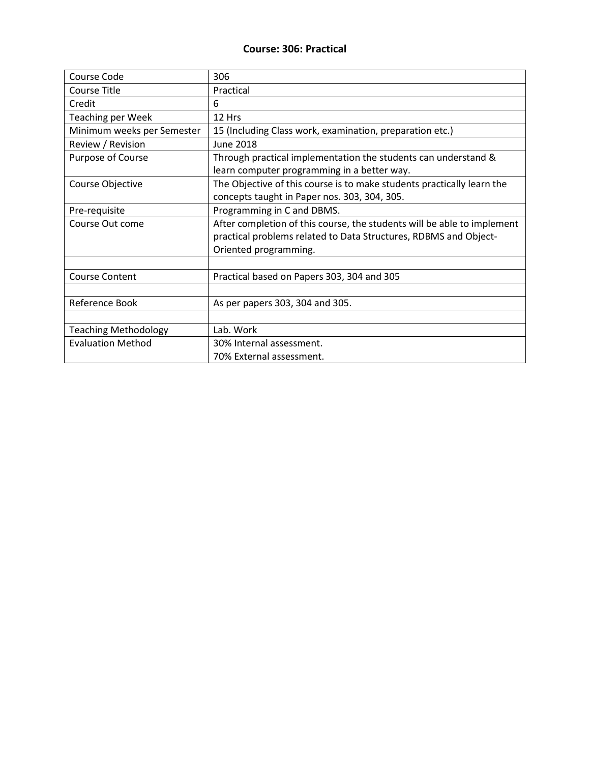## Course: 306: Practical

| Course Code | 306 |
|---|---|
| Course Title | Practical |
| Credit | 6 |
| Teaching per Week | 12 Hrs |
| Minimum weeks per Semester | 15 (Including Class work, examination, preparation etc.) |
| Review / Revision | June 2018 |
| Purpose of Course | Through practical implementation the students can understand & learn computer programming in a better way. |
| Course Objective | The Objective of this course is to make students practically learn the concepts taught in Paper nos. 303, 304, 305. |
| Pre-requisite | Programming in C and DBMS. |
| Course Out come | After completion of this course, the students will be able to implement practical problems related to Data Structures, RDBMS and Object-Oriented programming. |
| | |
| Course Content | Practical based on Papers 303, 304 and 305 |
| | |
| Reference Book | As per papers 303, 304 and 305. |
| | |
| Teaching Methodology | Lab. Work |
| Evaluation Method | 30% Internal assessment.<br>70% External assessment. |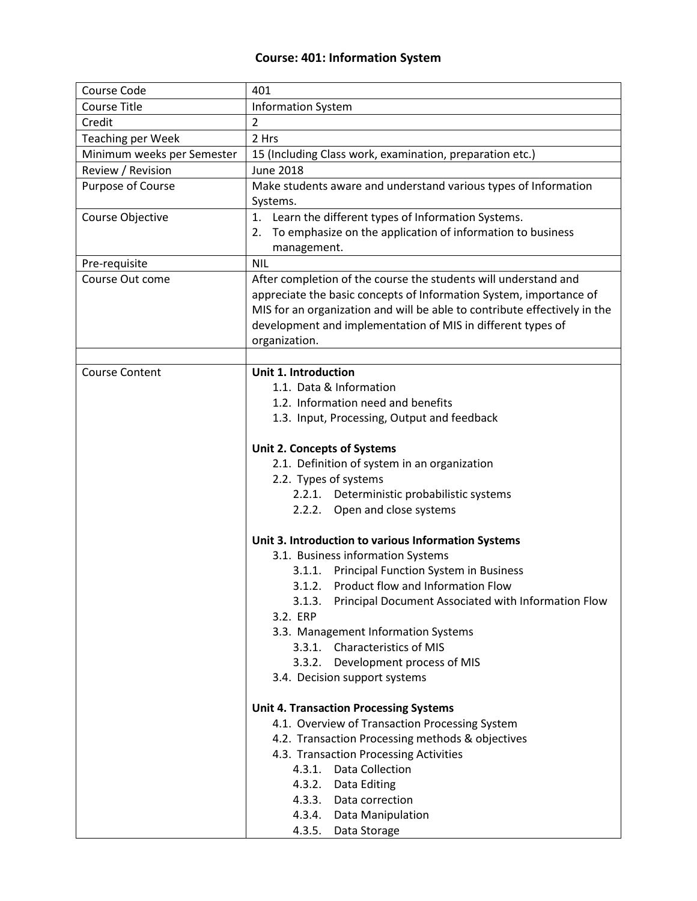# Course: 401: Information System

| | |
|---|---|
| Course Code | 401 |
| Course Title | Information System |
| Credit | 2 |
| Teaching per Week | 2 Hrs |
| Minimum weeks per Semester | 15 (Including Class work, examination, preparation etc.) |
| Review / Revision | June 2018 |
| Purpose of Course | Make students aware and understand various types of Information Systems. |
| Course Objective | 1. Learn the different types of Information Systems.<br>2. To emphasize on the application of information to business management. |
| Pre-requisite | NIL |
| Course Out come | After completion of the course the students will understand and appreciate the basic concepts of Information System, importance of MIS for an organization and will be able to contribute effectively in the development and implementation of MIS in different types of organization. |
| | |
| Course Content | **Unit 1. Introduction**<br>1.1. Data & Information<br>1.2. Information need and benefits<br>1.3. Input, Processing, Output and feedback<br><br>**Unit 2. Concepts of Systems**<br>2.1. Definition of system in an organization<br>2.2. Types of systems<br>2.2.1. Deterministic probabilistic systems<br>2.2.2. Open and close systems<br><br>**Unit 3. Introduction to various Information Systems**<br>3.1. Business information Systems<br>3.1.1. Principal Function System in Business<br>3.1.2. Product flow and Information Flow<br>3.1.3. Principal Document Associated with Information Flow<br>3.2. ERP<br>3.3. Management Information Systems<br>3.3.1. Characteristics of MIS<br>3.3.2. Development process of MIS<br>3.4. Decision support systems<br><br>**Unit 4. Transaction Processing Systems**<br>4.1. Overview of Transaction Processing System<br>4.2. Transaction Processing methods & objectives<br>4.3. Transaction Processing Activities<br>4.3.1. Data Collection<br>4.3.2. Data Editing<br>4.3.3. Data correction<br>4.3.4. Data Manipulation<br>4.3.5. Data Storage |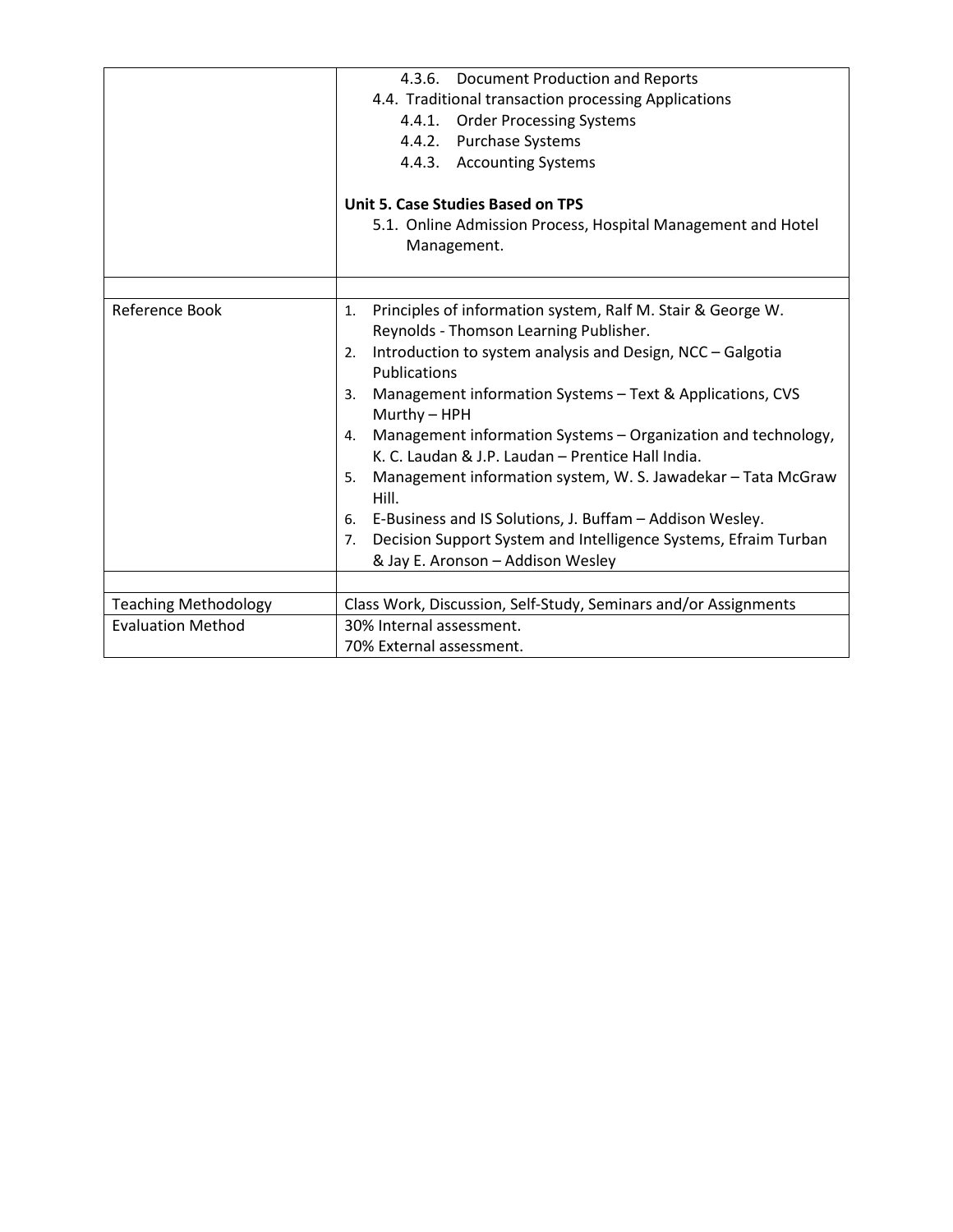| | |
|---|---|
| | 4.3.6. Document Production and Reports<br>4.4. Traditional transaction processing Applications<br>4.4.1. Order Processing Systems<br>4.4.2. Purchase Systems<br>4.4.3. Accounting Systems<br><br>**Unit 5. Case Studies Based on TPS**<br>5.1. Online Admission Process, Hospital Management and Hotel Management. |
| | |
| Reference Book | 1. Principles of information system, Ralf M. Stair & George W. Reynolds - Thomson Learning Publisher.<br>2. Introduction to system analysis and Design, NCC – Galgotia Publications<br>3. Management information Systems – Text & Applications, CVS Murthy – HPH<br>4. Management information Systems – Organization and technology, K. C. Laudan & J.P. Laudan – Prentice Hall India.<br>5. Management information system, W. S. Jawadekar – Tata McGraw Hill.<br>6. E-Business and IS Solutions, J. Buffam – Addison Wesley.<br>7. Decision Support System and Intelligence Systems, Efraim Turban & Jay E. Aronson – Addison Wesley |
| | |
| Teaching Methodology | Class Work, Discussion, Self-Study, Seminars and/or Assignments |
| Evaluation Method | 30% Internal assessment.<br>70% External assessment. |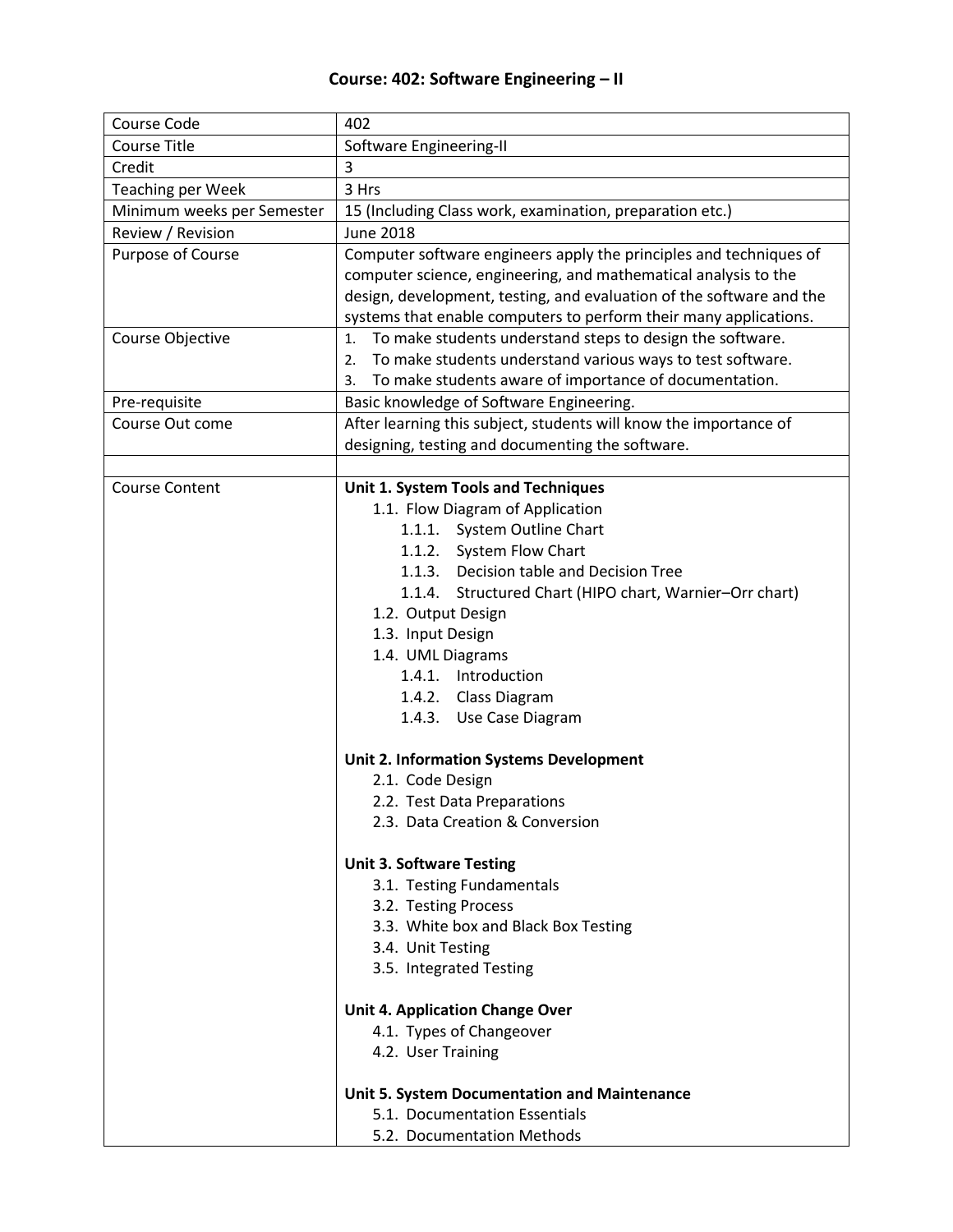# Course: 402: Software Engineering – II

| | |
|---|---|
| Course Code | 402 |
| Course Title | Software Engineering-II |
| Credit | 3 |
| Teaching per Week | 3 Hrs |
| Minimum weeks per Semester | 15 (Including Class work, examination, preparation etc.) |
| Review / Revision | June 2018 |
| Purpose of Course | Computer software engineers apply the principles and techniques of computer science, engineering, and mathematical analysis to the design, development, testing, and evaluation of the software and the systems that enable computers to perform their many applications. |
| Course Objective | 1. To make students understand steps to design the software.<br>2. To make students understand various ways to test software.<br>3. To make students aware of importance of documentation. |
| Pre-requisite | Basic knowledge of Software Engineering. |
| Course Out come | After learning this subject, students will know the importance of designing, testing and documenting the software. |
| | |
| Course Content | **Unit 1. System Tools and Techniques**<br>1.1. Flow Diagram of Application<br>1.1.1. System Outline Chart<br>1.1.2. System Flow Chart<br>1.1.3. Decision table and Decision Tree<br>1.1.4. Structured Chart (HIPO chart, Warnier–Orr chart)<br>1.2. Output Design<br>1.3. Input Design<br>1.4. UML Diagrams<br>1.4.1. Introduction<br>1.4.2. Class Diagram<br>1.4.3. Use Case Diagram<br><br>**Unit 2. Information Systems Development**<br>2.1. Code Design<br>2.2. Test Data Preparations<br>2.3. Data Creation & Conversion<br><br>**Unit 3. Software Testing**<br>3.1. Testing Fundamentals<br>3.2. Testing Process<br>3.3. White box and Black Box Testing<br>3.4. Unit Testing<br>3.5. Integrated Testing<br><br>**Unit 4. Application Change Over**<br>4.1. Types of Changeover<br>4.2. User Training<br><br>**Unit 5. System Documentation and Maintenance**<br>5.1. Documentation Essentials<br>5.2. Documentation Methods |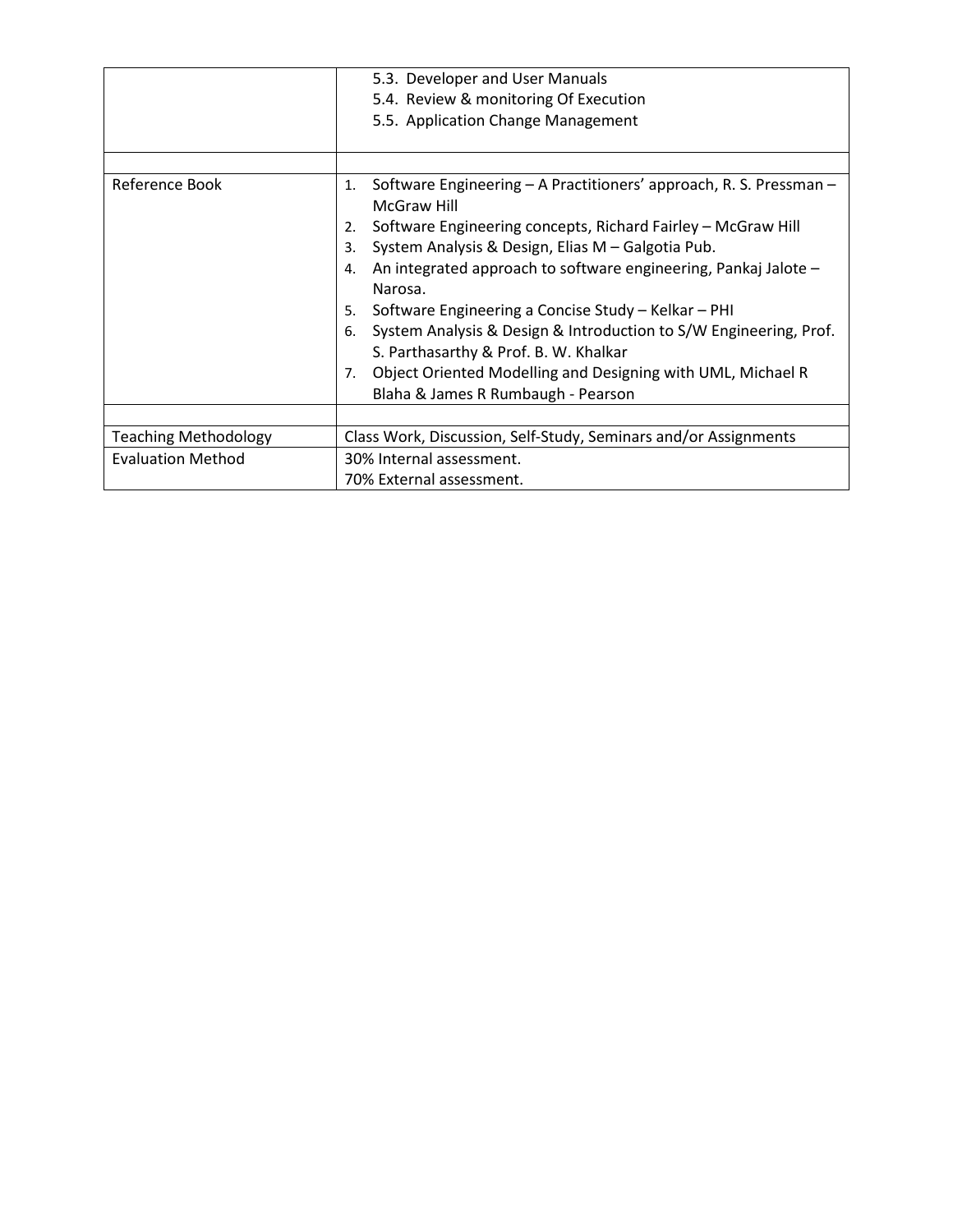| | |
|---|---|
| | 5.3. Developer and User Manuals<br>5.4. Review & monitoring Of Execution<br>5.5. Application Change Management |
| | |
| Reference Book | 1. Software Engineering – A Practitioners' approach, R. S. Pressman – McGraw Hill<br>2. Software Engineering concepts, Richard Fairley – McGraw Hill<br>3. System Analysis & Design, Elias M – Galgotia Pub.<br>4. An integrated approach to software engineering, Pankaj Jalote – Narosa.<br>5. Software Engineering a Concise Study – Kelkar – PHI<br>6. System Analysis & Design & Introduction to S/W Engineering, Prof. S. Parthasarthy & Prof. B. W. Khalkar<br>7. Object Oriented Modelling and Designing with UML, Michael R Blaha & James R Rumbaugh - Pearson |
| | |
| Teaching Methodology | Class Work, Discussion, Self-Study, Seminars and/or Assignments |
| Evaluation Method | 30% Internal assessment.<br>70% External assessment. |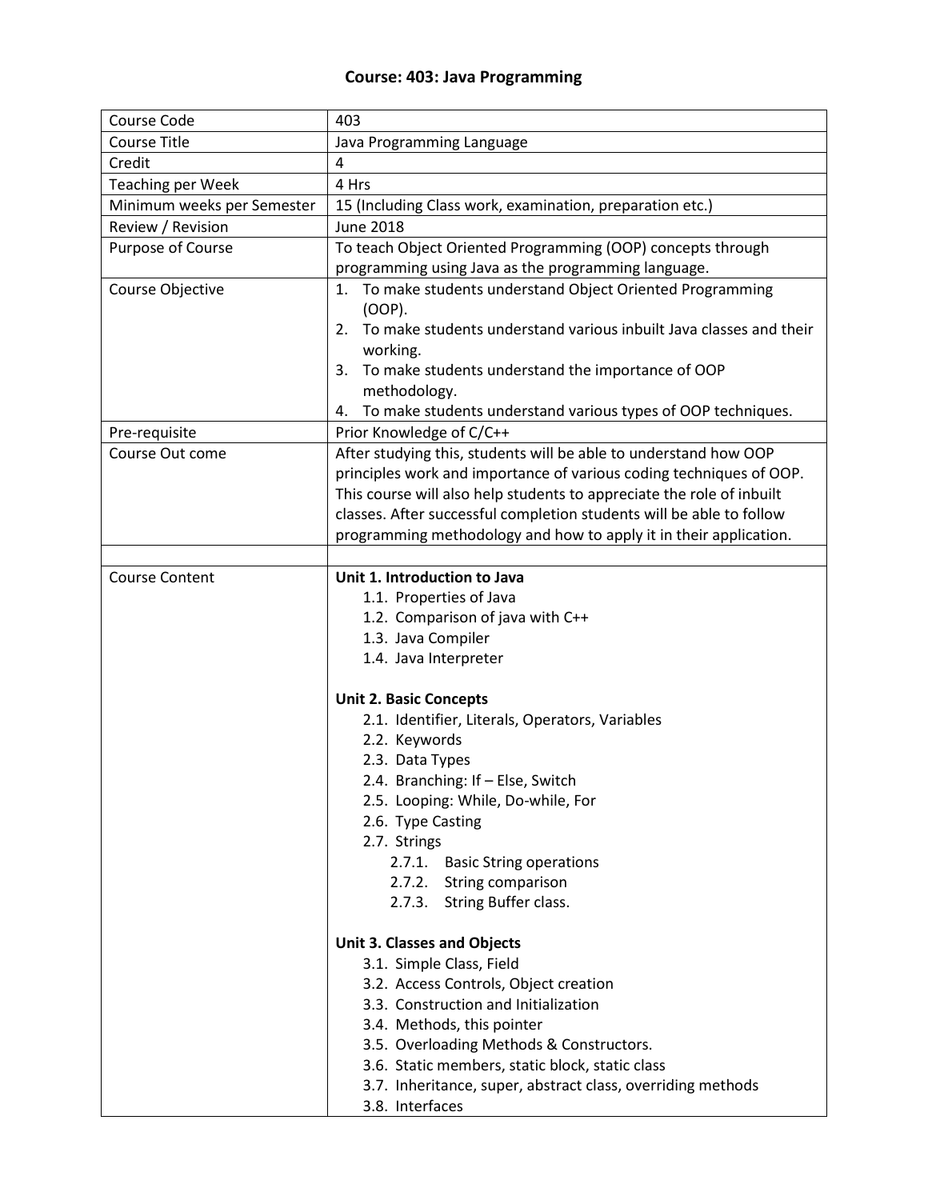# Course: 403: Java Programming

| | |
|---|---|
| Course Code | 403 |
| Course Title | Java Programming Language |
| Credit | 4 |
| Teaching per Week | 4 Hrs |
| Minimum weeks per Semester | 15 (Including Class work, examination, preparation etc.) |
| Review / Revision | June 2018 |
| Purpose of Course | To teach Object Oriented Programming (OOP) concepts through programming using Java as the programming language. |
| Course Objective | 1. To make students understand Object Oriented Programming (OOP).<br>2. To make students understand various inbuilt Java classes and their working.<br>3. To make students understand the importance of OOP methodology.<br>4. To make students understand various types of OOP techniques. |
| Pre-requisite | Prior Knowledge of C/C++ |
| Course Out come | After studying this, students will be able to understand how OOP principles work and importance of various coding techniques of OOP. This course will also help students to appreciate the role of inbuilt classes. After successful completion students will be able to follow programming methodology and how to apply it in their application. |
| | |
| Course Content | **Unit 1. Introduction to Java**<br>1.1. Properties of Java<br>1.2. Comparison of java with C++<br>1.3. Java Compiler<br>1.4. Java Interpreter<br><br>**Unit 2. Basic Concepts**<br>2.1. Identifier, Literals, Operators, Variables<br>2.2. Keywords<br>2.3. Data Types<br>2.4. Branching: If – Else, Switch<br>2.5. Looping: While, Do-while, For<br>2.6. Type Casting<br>2.7. Strings<br>2.7.1. Basic String operations<br>2.7.2. String comparison<br>2.7.3. String Buffer class.<br><br>**Unit 3. Classes and Objects**<br>3.1. Simple Class, Field<br>3.2. Access Controls, Object creation<br>3.3. Construction and Initialization<br>3.4. Methods, this pointer<br>3.5. Overloading Methods & Constructors.<br>3.6. Static members, static block, static class<br>3.7. Inheritance, super, abstract class, overriding methods<br>3.8. Interfaces |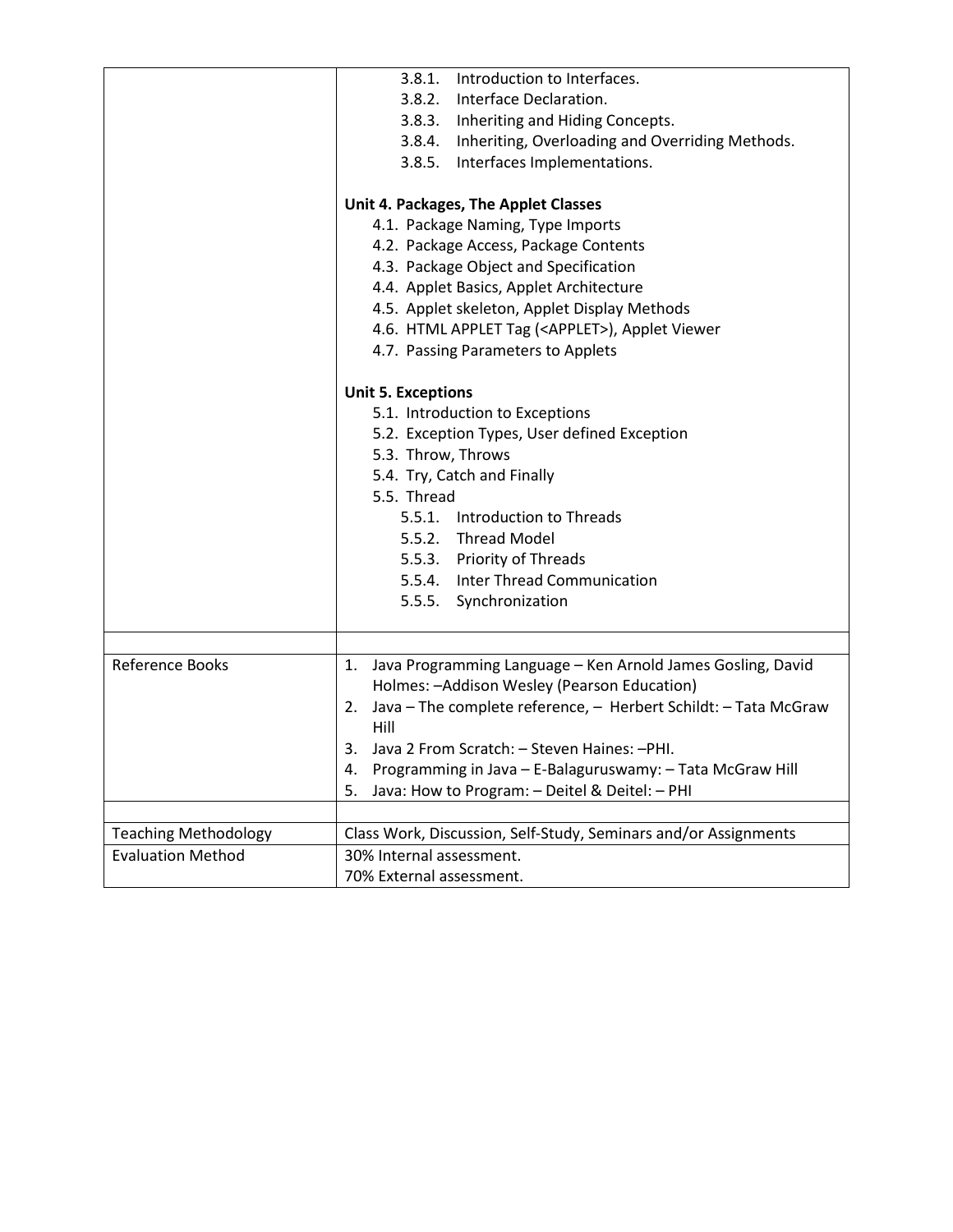| | |
|---|---|
| | 3.8.1. Introduction to Interfaces.<br>3.8.2. Interface Declaration.<br>3.8.3. Inheriting and Hiding Concepts.<br>3.8.4. Inheriting, Overloading and Overriding Methods.<br>3.8.5. Interfaces Implementations.<br><br>**Unit 4. Packages, The Applet Classes**<br>4.1. Package Naming, Type Imports<br>4.2. Package Access, Package Contents<br>4.3. Package Object and Specification<br>4.4. Applet Basics, Applet Architecture<br>4.5. Applet skeleton, Applet Display Methods<br>4.6. HTML APPLET Tag (<APPLET>), Applet Viewer<br>4.7. Passing Parameters to Applets<br><br>**Unit 5. Exceptions**<br>5.1. Introduction to Exceptions<br>5.2. Exception Types, User defined Exception<br>5.3. Throw, Throws<br>5.4. Try, Catch and Finally<br>5.5. Thread<br>5.5.1. Introduction to Threads<br>5.5.2. Thread Model<br>5.5.3. Priority of Threads<br>5.5.4. Inter Thread Communication<br>5.5.5. Synchronization |
| | |
| Reference Books | 1. Java Programming Language – Ken Arnold James Gosling, David Holmes: –Addison Wesley (Pearson Education)<br>2. Java – The complete reference, – Herbert Schildt: – Tata McGraw Hill<br>3. Java 2 From Scratch: – Steven Haines: –PHI.<br>4. Programming in Java – E-Balaguruswamy: – Tata McGraw Hill<br>5. Java: How to Program: – Deitel & Deitel: – PHI |
| | |
| Teaching Methodology | Class Work, Discussion, Self-Study, Seminars and/or Assignments |
| Evaluation Method | 30% Internal assessment.<br>70% External assessment. |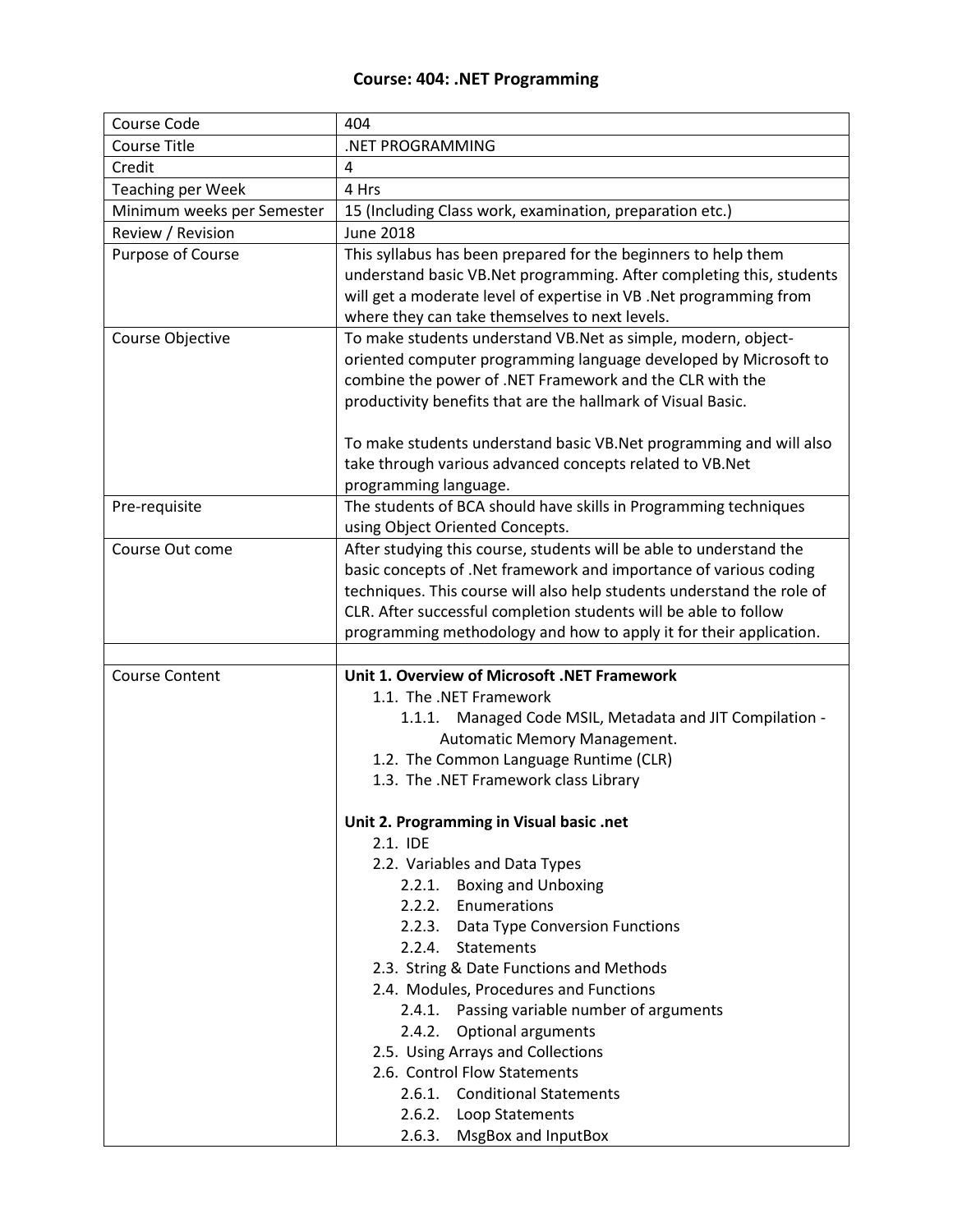# Course: 404: .NET Programming

| | |
|---|---|
| Course Code | 404 |
| Course Title | .NET PROGRAMMING |
| Credit | 4 |
| Teaching per Week | 4 Hrs |
| Minimum weeks per Semester | 15 (Including Class work, examination, preparation etc.) |
| Review / Revision | June 2018 |
| Purpose of Course | This syllabus has been prepared for the beginners to help them understand basic VB.Net programming. After completing this, students will get a moderate level of expertise in VB .Net programming from where they can take themselves to next levels. |
| Course Objective | To make students understand VB.Net as simple, modern, object-oriented computer programming language developed by Microsoft to combine the power of .NET Framework and the CLR with the productivity benefits that are the hallmark of Visual Basic.<br><br>To make students understand basic VB.Net programming and will also take through various advanced concepts related to VB.Net programming language. |
| Pre-requisite | The students of BCA should have skills in Programming techniques using Object Oriented Concepts. |
| Course Out come | After studying this course, students will be able to understand the basic concepts of .Net framework and importance of various coding techniques. This course will also help students understand the role of CLR. After successful completion students will be able to follow programming methodology and how to apply it for their application. |
| | |
| Course Content | **Unit 1. Overview of Microsoft .NET Framework**<br>1.1. The .NET Framework<br>1.1.1. Managed Code MSIL, Metadata and JIT Compilation - Automatic Memory Management.<br>1.2. The Common Language Runtime (CLR)<br>1.3. The .NET Framework class Library<br><br>**Unit 2. Programming in Visual basic .net**<br>2.1. IDE<br>2.2. Variables and Data Types<br>2.2.1. Boxing and Unboxing<br>2.2.2. Enumerations<br>2.2.3. Data Type Conversion Functions<br>2.2.4. Statements<br>2.3. String & Date Functions and Methods<br>2.4. Modules, Procedures and Functions<br>2.4.1. Passing variable number of arguments<br>2.4.2. Optional arguments<br>2.5. Using Arrays and Collections<br>2.6. Control Flow Statements<br>2.6.1. Conditional Statements<br>2.6.2. Loop Statements<br>2.6.3. MsgBox and InputBox |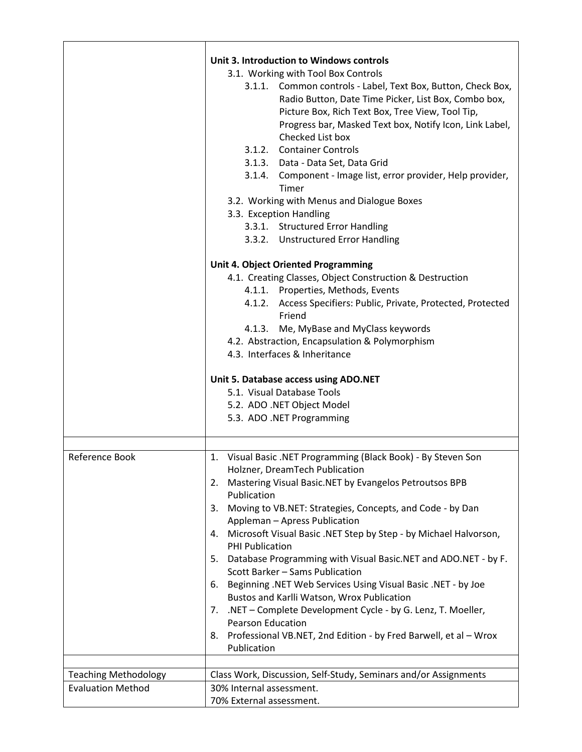| | |
|---|---|
| | **Unit 3. Introduction to Windows controls**<br>3.1. Working with Tool Box Controls<br>3.1.1. Common controls - Label, Text Box, Button, Check Box, Radio Button, Date Time Picker, List Box, Combo box, Picture Box, Rich Text Box, Tree View, Tool Tip, Progress bar, Masked Text box, Notify Icon, Link Label, Checked List box<br>3.1.2. Container Controls<br>3.1.3. Data - Data Set, Data Grid<br>3.1.4. Component - Image list, error provider, Help provider, Timer<br>3.2. Working with Menus and Dialogue Boxes<br>3.3. Exception Handling<br>3.3.1. Structured Error Handling<br>3.3.2. Unstructured Error Handling<br><br>**Unit 4. Object Oriented Programming**<br>4.1. Creating Classes, Object Construction & Destruction<br>4.1.1. Properties, Methods, Events<br>4.1.2. Access Specifiers: Public, Private, Protected, Protected Friend<br>4.1.3. Me, MyBase and MyClass keywords<br>4.2. Abstraction, Encapsulation & Polymorphism<br>4.3. Interfaces & Inheritance<br><br>**Unit 5. Database access using ADO.NET**<br>5.1. Visual Database Tools<br>5.2. ADO .NET Object Model<br>5.3. ADO .NET Programming |
| | |
| Reference Book | 1. Visual Basic .NET Programming (Black Book) - By Steven Son Holzner, DreamTech Publication<br>2. Mastering Visual Basic.NET by Evangelos Petroutsos BPB Publication<br>3. Moving to VB.NET: Strategies, Concepts, and Code - by Dan Appleman – Apress Publication<br>4. Microsoft Visual Basic .NET Step by Step - by Michael Halvorson, PHI Publication<br>5. Database Programming with Visual Basic.NET and ADO.NET - by F. Scott Barker – Sams Publication<br>6. Beginning .NET Web Services Using Visual Basic .NET - by Joe Bustos and Karlli Watson, Wrox Publication<br>7. .NET – Complete Development Cycle - by G. Lenz, T. Moeller, Pearson Education<br>8. Professional VB.NET, 2nd Edition - by Fred Barwell, et al – Wrox Publication |
| | |
| Teaching Methodology | Class Work, Discussion, Self-Study, Seminars and/or Assignments |
| Evaluation Method | 30% Internal assessment.<br>70% External assessment. |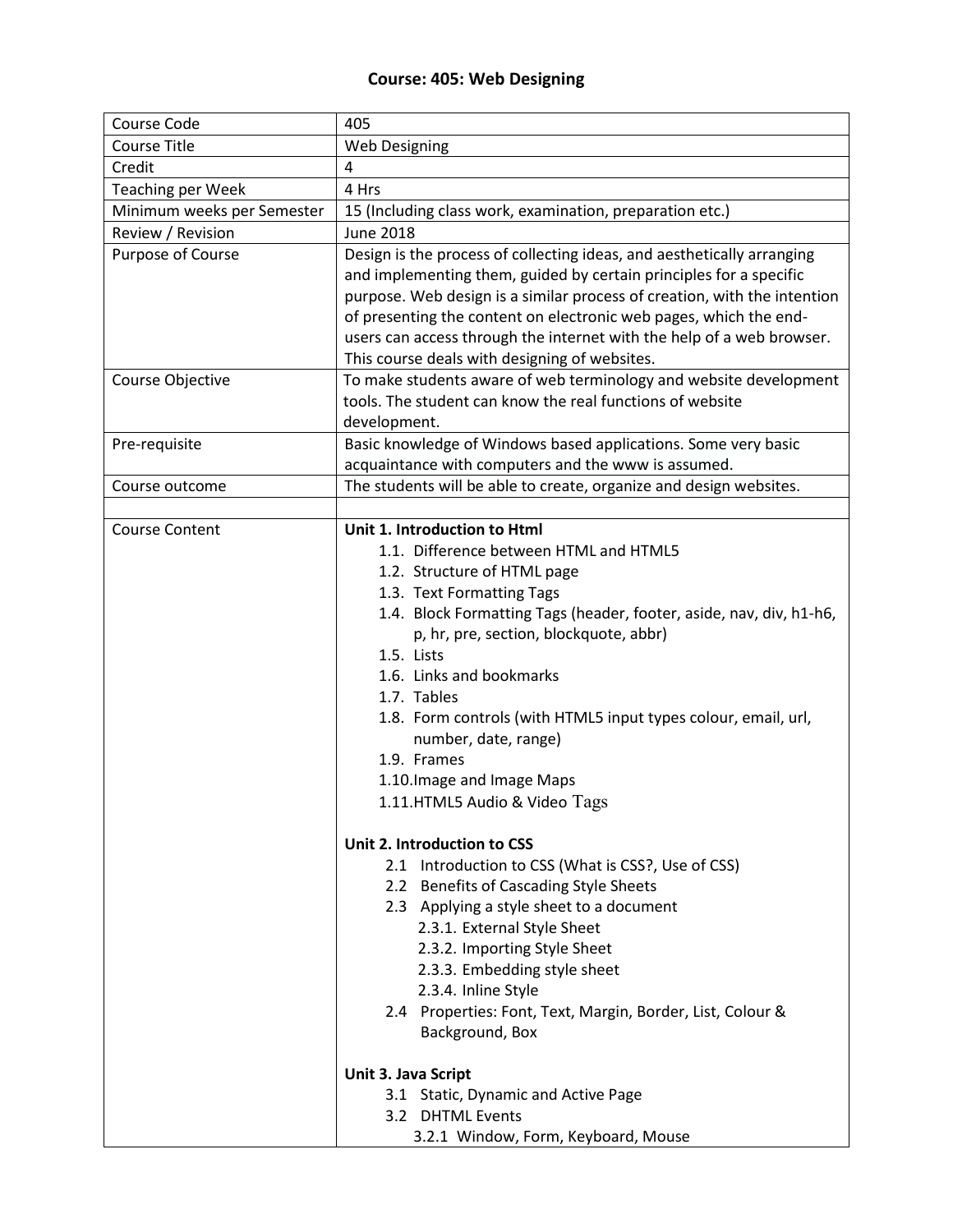# Course: 405: Web Designing

| | |
|---|---|
| Course Code | 405 |
| Course Title | Web Designing |
| Credit | 4 |
| Teaching per Week | 4 Hrs |
| Minimum weeks per Semester | 15 (Including class work, examination, preparation etc.) |
| Review / Revision | June 2018 |
| Purpose of Course | Design is the process of collecting ideas, and aesthetically arranging and implementing them, guided by certain principles for a specific purpose. Web design is a similar process of creation, with the intention of presenting the content on electronic web pages, which the end-users can access through the internet with the help of a web browser. This course deals with designing of websites. |
| Course Objective | To make students aware of web terminology and website development tools. The student can know the real functions of website development. |
| Pre-requisite | Basic knowledge of Windows based applications. Some very basic acquaintance with computers and the www is assumed. |
| Course outcome | The students will be able to create, organize and design websites. |
| | |
| Course Content | **Unit 1. Introduction to Html**<br>1.1. Difference between HTML and HTML5<br>1.2. Structure of HTML page<br>1.3. Text Formatting Tags<br>1.4. Block Formatting Tags (header, footer, aside, nav, div, h1-h6, p, hr, pre, section, blockquote, abbr)<br>1.5. Lists<br>1.6. Links and bookmarks<br>1.7. Tables<br>1.8. Form controls (with HTML5 input types colour, email, url, number, date, range)<br>1.9. Frames<br>1.10. Image and Image Maps<br>1.11. HTML5 Audio & Video Tags<br><br>**Unit 2. Introduction to CSS**<br>2.1 Introduction to CSS (What is CSS?, Use of CSS)<br>2.2 Benefits of Cascading Style Sheets<br>2.3 Applying a style sheet to a document<br>2.3.1. External Style Sheet<br>2.3.2. Importing Style Sheet<br>2.3.3. Embedding style sheet<br>2.3.4. Inline Style<br>2.4 Properties: Font, Text, Margin, Border, List, Colour & Background, Box<br><br>**Unit 3. Java Script**<br>3.1 Static, Dynamic and Active Page<br>3.2 DHTML Events<br>3.2.1 Window, Form, Keyboard, Mouse |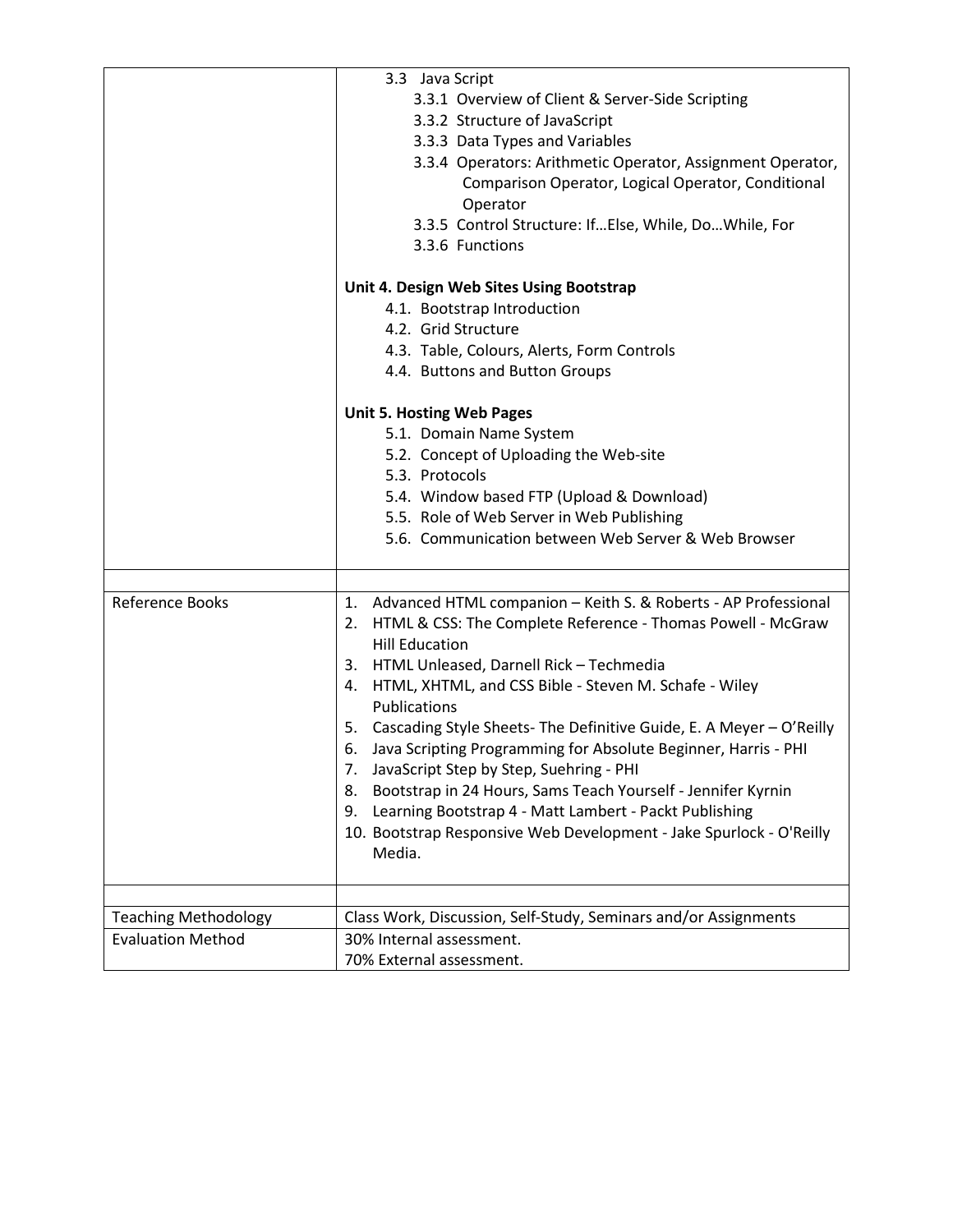| | |
|---|---|
| | 3.3 Java Script<br>3.3.1 Overview of Client & Server-Side Scripting<br>3.3.2 Structure of JavaScript<br>3.3.3 Data Types and Variables<br>3.3.4 Operators: Arithmetic Operator, Assignment Operator, Comparison Operator, Logical Operator, Conditional Operator<br>3.3.5 Control Structure: If…Else, While, Do…While, For<br>3.3.6 Functions<br><br>**Unit 4. Design Web Sites Using Bootstrap**<br>4.1. Bootstrap Introduction<br>4.2. Grid Structure<br>4.3. Table, Colours, Alerts, Form Controls<br>4.4. Buttons and Button Groups<br><br>**Unit 5. Hosting Web Pages**<br>5.1. Domain Name System<br>5.2. Concept of Uploading the Web-site<br>5.3. Protocols<br>5.4. Window based FTP (Upload & Download)<br>5.5. Role of Web Server in Web Publishing<br>5.6. Communication between Web Server & Web Browser |
| | |
| Reference Books | 1. Advanced HTML companion – Keith S. & Roberts - AP Professional<br>2. HTML & CSS: The Complete Reference - Thomas Powell - McGraw Hill Education<br>3. HTML Unleased, Darnell Rick – Techmedia<br>4. HTML, XHTML, and CSS Bible - Steven M. Schafe - Wiley Publications<br>5. Cascading Style Sheets- The Definitive Guide, E. A Meyer – O'Reilly<br>6. Java Scripting Programming for Absolute Beginner, Harris - PHI<br>7. JavaScript Step by Step, Suehring - PHI<br>8. Bootstrap in 24 Hours, Sams Teach Yourself - Jennifer Kyrnin<br>9. Learning Bootstrap 4 - Matt Lambert - Packt Publishing<br>10. Bootstrap Responsive Web Development - Jake Spurlock - O'Reilly Media. |
| | |
| Teaching Methodology | Class Work, Discussion, Self-Study, Seminars and/or Assignments |
| Evaluation Method | 30% Internal assessment.<br>70% External assessment. |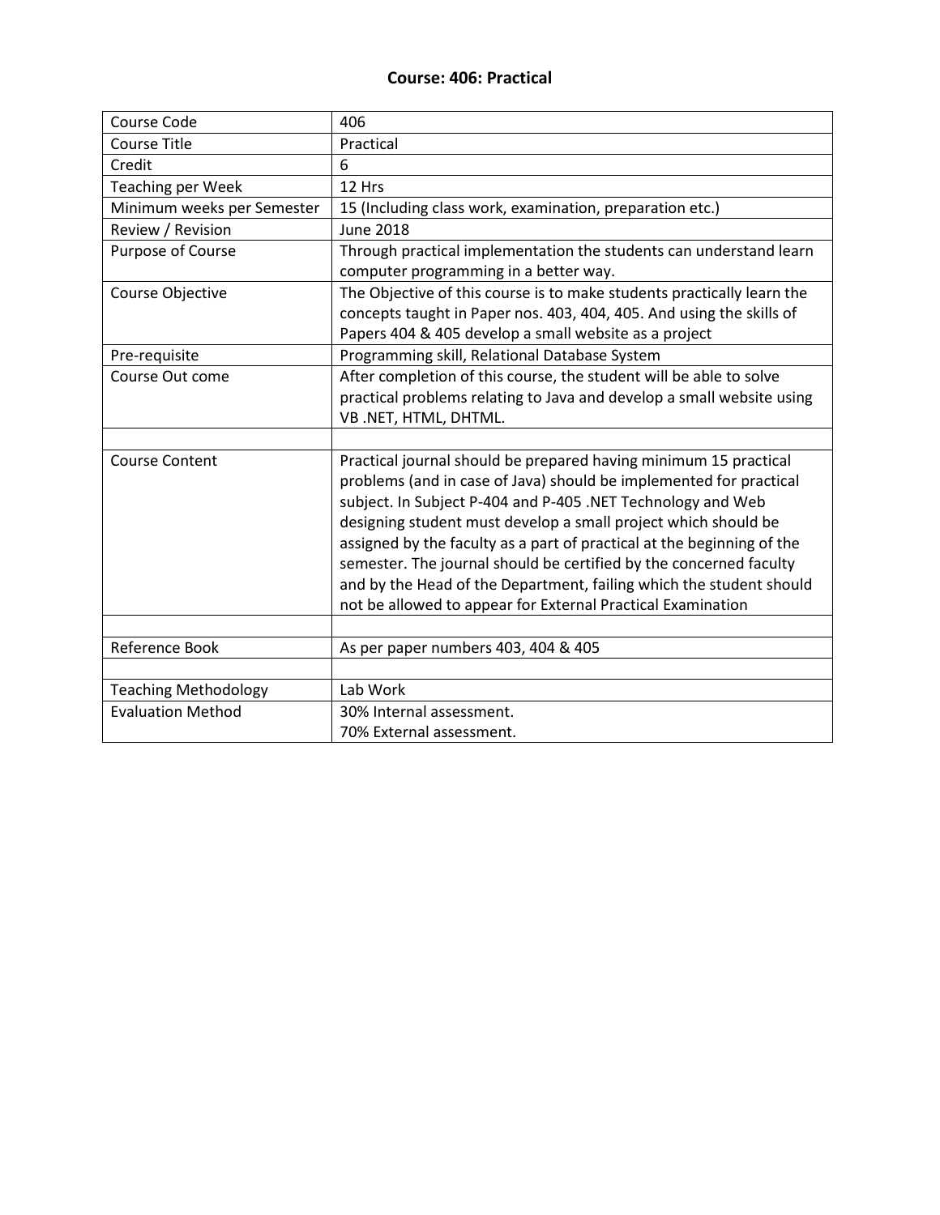# Course: 406: Practical

| | |
|---|---|
| Course Code | 406 |
| Course Title | Practical |
| Credit | 6 |
| Teaching per Week | 12 Hrs |
| Minimum weeks per Semester | 15 (Including class work, examination, preparation etc.) |
| Review / Revision | June 2018 |
| Purpose of Course | Through practical implementation the students can understand learn computer programming in a better way. |
| Course Objective | The Objective of this course is to make students practically learn the concepts taught in Paper nos. 403, 404, 405. And using the skills of Papers 404 & 405 develop a small website as a project |
| Pre-requisite | Programming skill, Relational Database System |
| Course Out come | After completion of this course, the student will be able to solve practical problems relating to Java and develop a small website using VB .NET, HTML, DHTML. |
| | |
| Course Content | Practical journal should be prepared having minimum 15 practical problems (and in case of Java) should be implemented for practical subject. In Subject P-404 and P-405 .NET Technology and Web designing student must develop a small project which should be assigned by the faculty as a part of practical at the beginning of the semester. The journal should be certified by the concerned faculty and by the Head of the Department, failing which the student should not be allowed to appear for External Practical Examination |
| | |
| Reference Book | As per paper numbers 403, 404 & 405 |
| | |
| Teaching Methodology | Lab Work |
| Evaluation Method | 30% Internal assessment.<br>70% External assessment. |